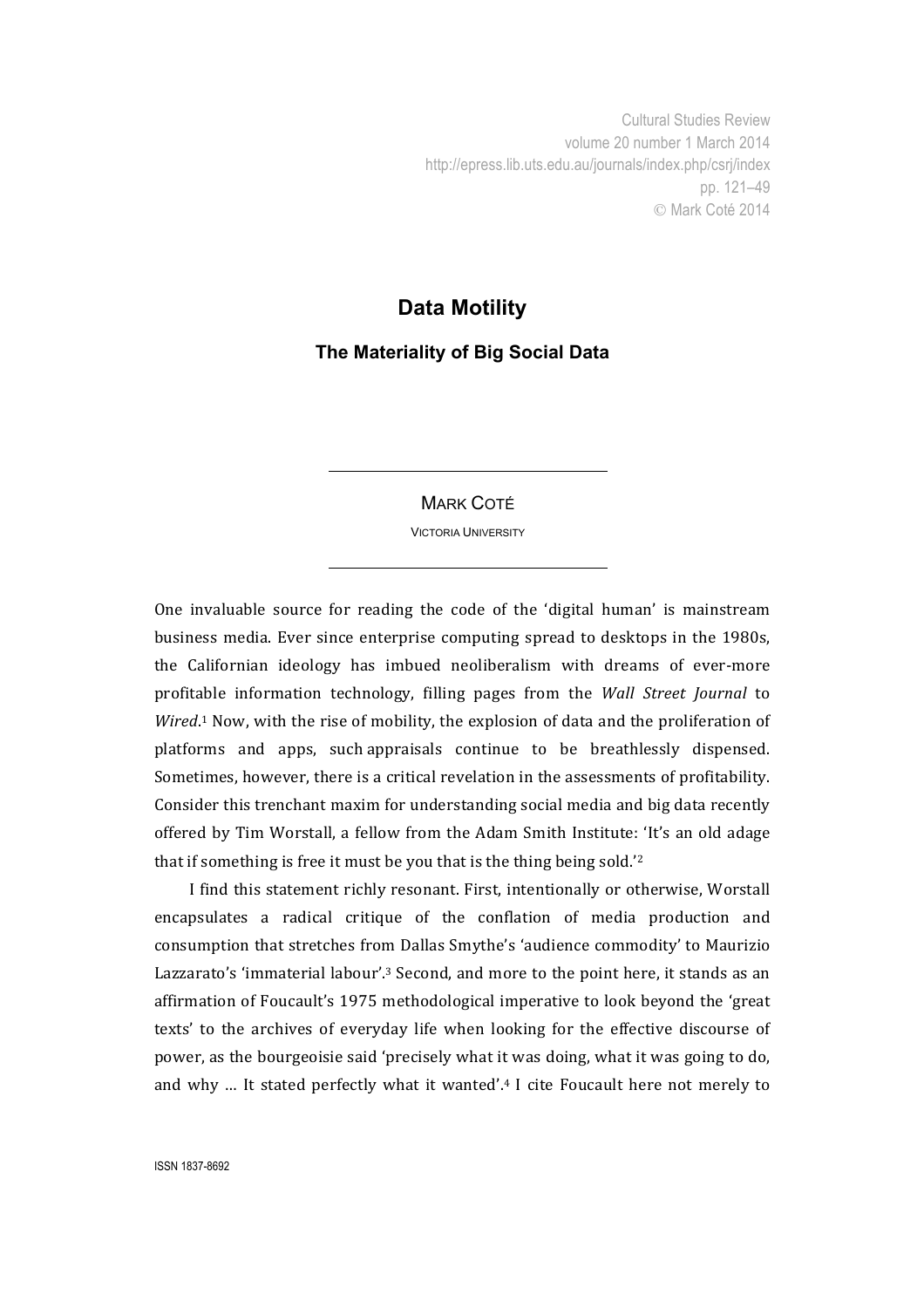# Data Motility

## The Materiality of Big Social Data

MARK COTÉ

VICTORIA UNIVERSITY

One invaluable source for reading the code of the 'digital human' is mainstream business media. Ever since enterprise computing spread to desktops in the 1980s, the Californian ideology has imbued neoliberalism with dreams of ever-more profitable information technology, filling pages from the *Wall Street Journal* to *Wired*.[1] Now, with the rise of mobility, the explosion of data and the proliferation of platforms and apps, such appraisals continue to be breathlessly dispensed. Sometimes, however, there is a critical revelation in the assessments of profitability. Consider this trenchant maxim for understanding social media and big data recently offered by Tim Worstall, a fellow from the Adam Smith Institute: 'It's an old adage that if something is free it must be you that is the thing being sold.'[2]

I find this statement richly resonant. First, intentionally or otherwise, Worstall encapsulates a radical critique of the conflation of media production and consumption that stretches from Dallas Smythe's 'audience commodity' to Maurizio Lazzarato's 'immaterial labour'.[3] Second, and more to the point here, it stands as an affirmation of Foucault's 1975 methodological imperative to look beyond the 'great texts' to the archives of everyday life when looking for the effective discourse of power, as the bourgeoisie said 'precisely what it was doing, what it was going to do, and why … It stated perfectly what it wanted'.[4] I cite Foucault here not merely to

ISSN 1837-8692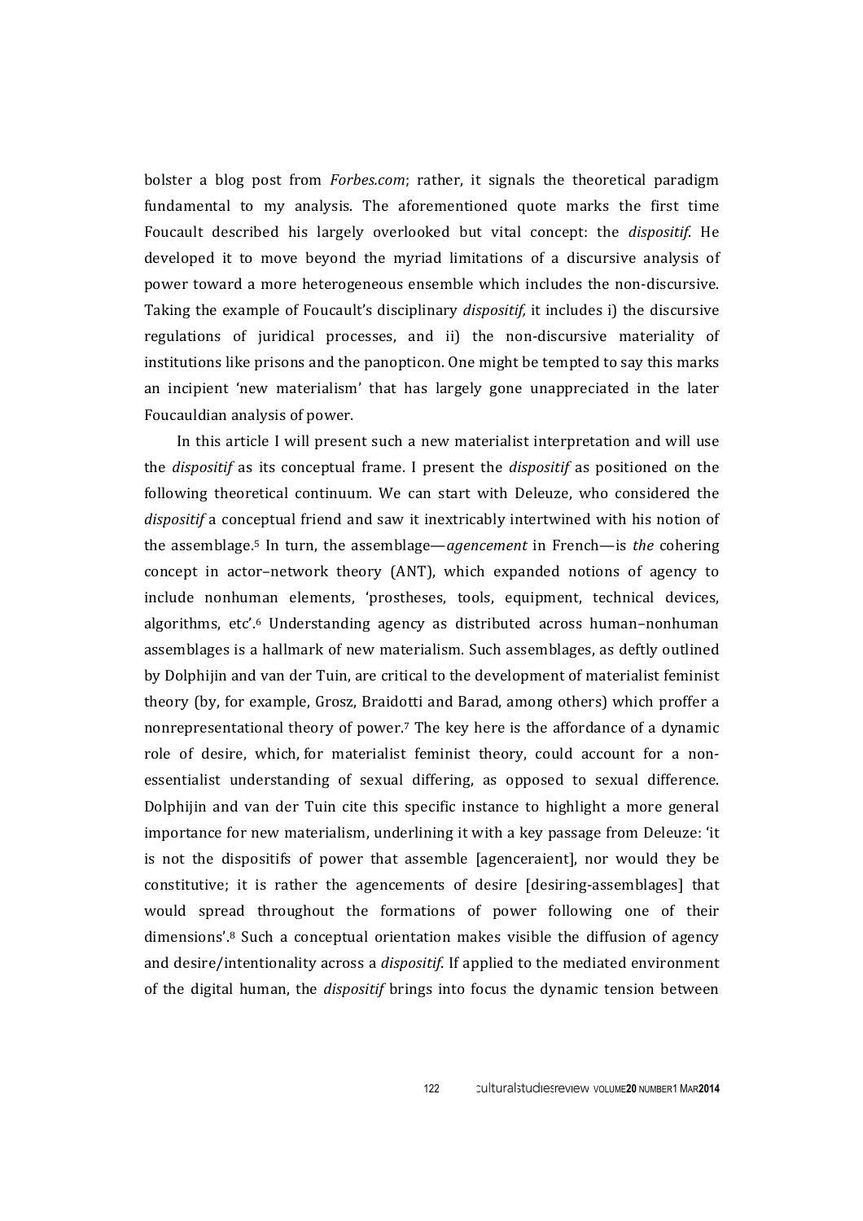bolster a blog post from *Forbes.com*; rather, it signals the theoretical paradigm fundamental to my analysis. The aforementioned quote marks the first time Foucault described his largely overlooked but vital concept: the *dispositif*. He developed it to move beyond the myriad limitations of a discursive analysis of power toward a more heterogeneous ensemble which includes the non-discursive. Taking the example of Foucault's disciplinary *dispositif,* it includes i) the discursive regulations of juridical processes, and ii) the non-discursive materiality of institutions like prisons and the panopticon. One might be tempted to say this marks an incipient 'new materialism' that has largely gone unappreciated in the later Foucauldian analysis of power.

In this article I will present such a new materialist interpretation and will use the *dispositif* as its conceptual frame. I present the *dispositif* as positioned on the following theoretical continuum. We can start with Deleuze, who considered the *dispositif* a conceptual friend and saw it inextricably intertwined with his notion of the assemblage.[5] In turn, the assemblage—*agencement* in French—is *the* cohering concept in actor–network theory (ANT), which expanded notions of agency to include nonhuman elements, 'prostheses, tools, equipment, technical devices, algorithms, etc'.[6] Understanding agency as distributed across human–nonhuman assemblages is a hallmark of new materialism. Such assemblages, as deftly outlined by Dolphijin and van der Tuin, are critical to the development of materialist feminist theory (by, for example, Grosz, Braidotti and Barad, among others) which proffer a nonrepresentational theory of power.[7] The key here is the affordance of a dynamic role of desire, which, for materialist feminist theory, could account for a non-essentialist understanding of sexual differing, as opposed to sexual difference. Dolphijin and van der Tuin cite this specific instance to highlight a more general importance for new materialism, underlining it with a key passage from Deleuze: 'it is not the dispositifs of power that assemble [agenceraient], nor would they be constitutive; it is rather the agencements of desire [desiring-assemblages] that would spread throughout the formations of power following one of their dimensions'.[8] Such a conceptual orientation makes visible the diffusion of agency and desire/intentionality across a *dispositif*. If applied to the mediated environment of the digital human, the *dispositif* brings into focus the dynamic tension between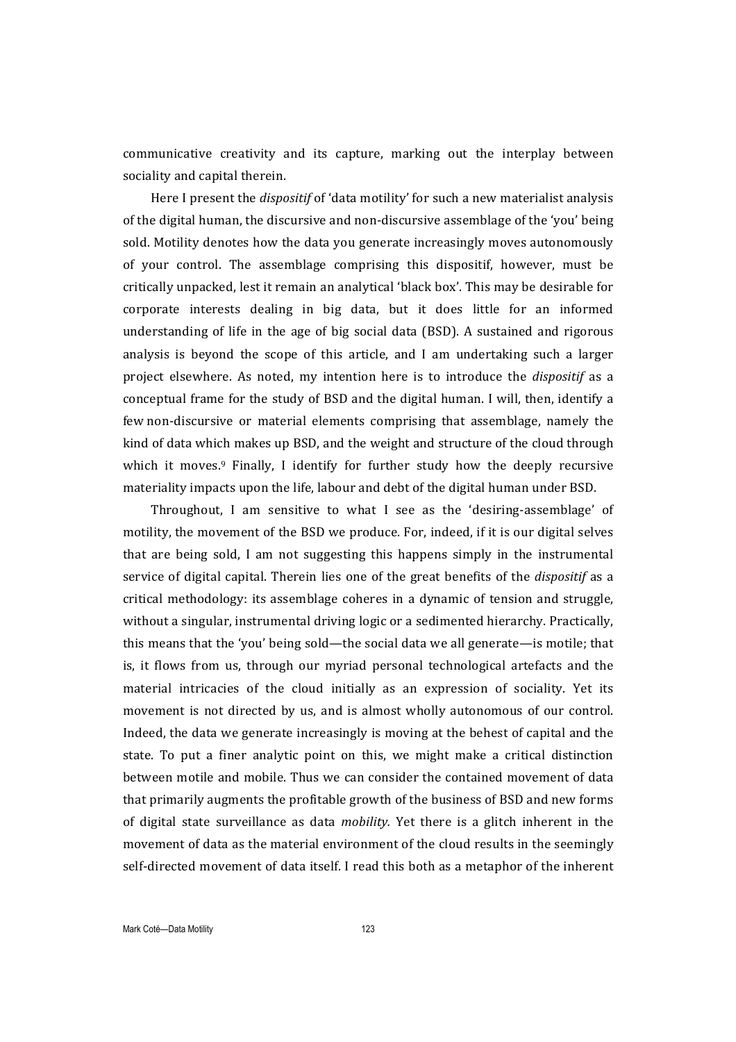communicative creativity and its capture, marking out the interplay between sociality and capital therein.

Here I present the *dispositif* of 'data motility' for such a new materialist analysis of the digital human, the discursive and non-discursive assemblage of the 'you' being sold. Motility denotes how the data you generate increasingly moves autonomously of your control. The assemblage comprising this dispositif, however, must be critically unpacked, lest it remain an analytical 'black box'. This may be desirable for corporate interests dealing in big data, but it does little for an informed understanding of life in the age of big social data (BSD). A sustained and rigorous analysis is beyond the scope of this article, and I am undertaking such a larger project elsewhere. As noted, my intention here is to introduce the *dispositif* as a conceptual frame for the study of BSD and the digital human. I will, then, identify a few non-discursive or material elements comprising that assemblage, namely the kind of data which makes up BSD, and the weight and structure of the cloud through which it moves.[9] Finally, I identify for further study how the deeply recursive materiality impacts upon the life, labour and debt of the digital human under BSD.

Throughout, I am sensitive to what I see as the 'desiring-assemblage' of motility, the movement of the BSD we produce. For, indeed, if it is our digital selves that are being sold, I am not suggesting this happens simply in the instrumental service of digital capital. Therein lies one of the great benefits of the *dispositif* as a critical methodology: its assemblage coheres in a dynamic of tension and struggle, without a singular, instrumental driving logic or a sedimented hierarchy. Practically, this means that the 'you' being sold—the social data we all generate—is motile; that is, it flows from us, through our myriad personal technological artefacts and the material intricacies of the cloud initially as an expression of sociality. Yet its movement is not directed by us, and is almost wholly autonomous of our control. Indeed, the data we generate increasingly is moving at the behest of capital and the state. To put a finer analytic point on this, we might make a critical distinction between motile and mobile. Thus we can consider the contained movement of data that primarily augments the profitable growth of the business of BSD and new forms of digital state surveillance as data *mobility.* Yet there is a glitch inherent in the movement of data as the material environment of the cloud results in the seemingly self-directed movement of data itself. I read this both as a metaphor of the inherent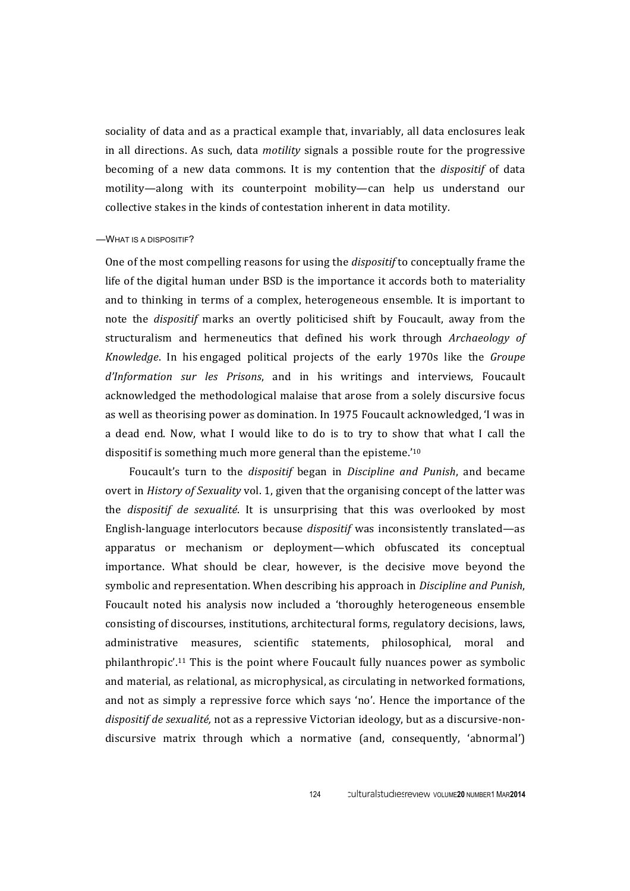sociality of data and as a practical example that, invariably, all data enclosures leak in all directions. As such, data *motility* signals a possible route for the progressive becoming of a new data commons. It is my contention that the *dispositif* of data motility—along with its counterpoint mobility—can help us understand our collective stakes in the kinds of contestation inherent in data motility.

## —WHAT IS A DISPOSITIF?

One of the most compelling reasons for using the *dispositif* to conceptually frame the life of the digital human under BSD is the importance it accords both to materiality and to thinking in terms of a complex, heterogeneous ensemble. It is important to note the *dispositif* marks an overtly politicised shift by Foucault, away from the structuralism and hermeneutics that defined his work through *Archaeology of Knowledge*. In his engaged political projects of the early 1970s like the *Groupe d'Information sur les Prisons*, and in his writings and interviews, Foucault acknowledged the methodological malaise that arose from a solely discursive focus as well as theorising power as domination. In 1975 Foucault acknowledged, 'I was in a dead end. Now, what I would like to do is to try to show that what I call the dispositif is something much more general than the episteme.'[10]

Foucault's turn to the *dispositif* began in *Discipline and Punish*, and became overt in *History of Sexuality* vol. 1, given that the organising concept of the latter was the *dispositif de sexualité*. It is unsurprising that this was overlooked by most English-language interlocutors because *dispositif* was inconsistently translated—as apparatus or mechanism or deployment—which obfuscated its conceptual importance. What should be clear, however, is the decisive move beyond the symbolic and representation. When describing his approach in *Discipline and Punish*, Foucault noted his analysis now included a 'thoroughly heterogeneous ensemble consisting of discourses, institutions, architectural forms, regulatory decisions, laws, administrative measures, scientific statements, philosophical, moral and philanthropic'.[11] This is the point where Foucault fully nuances power as symbolic and material, as relational, as microphysical, as circulating in networked formations, and not as simply a repressive force which says 'no'. Hence the importance of the *dispositif de sexualité,* not as a repressive Victorian ideology, but as a discursive-non-discursive matrix through which a normative (and, consequently, 'abnormal')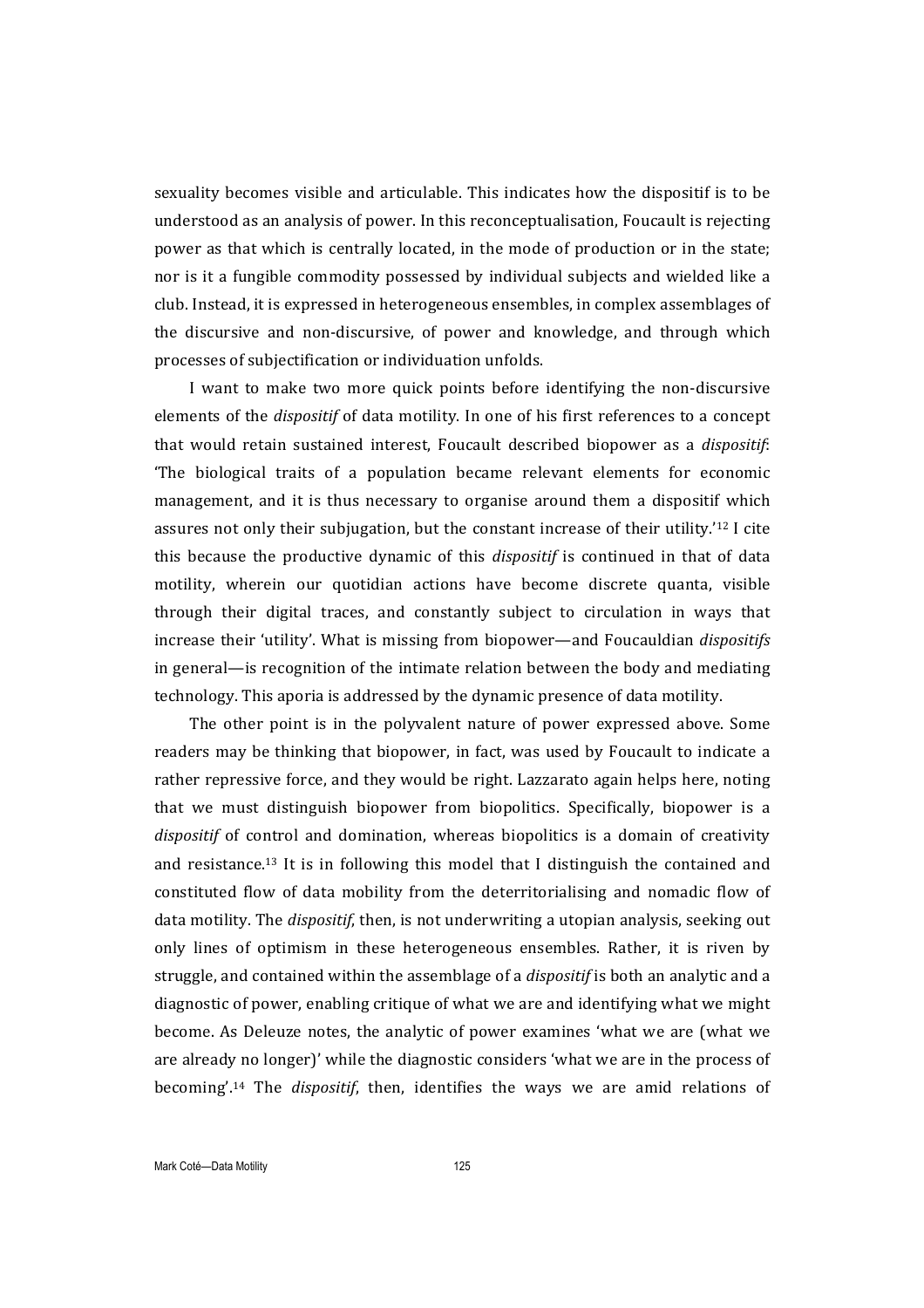sexuality becomes visible and articulable. This indicates how the dispositif is to be understood as an analysis of power. In this reconceptualisation, Foucault is rejecting power as that which is centrally located, in the mode of production or in the state; nor is it a fungible commodity possessed by individual subjects and wielded like a club. Instead, it is expressed in heterogeneous ensembles, in complex assemblages of the discursive and non-discursive, of power and knowledge, and through which processes of subjectification or individuation unfolds.

I want to make two more quick points before identifying the non-discursive elements of the *dispositif* of data motility. In one of his first references to a concept that would retain sustained interest, Foucault described biopower as a *dispositif*: 'The biological traits of a population became relevant elements for economic management, and it is thus necessary to organise around them a dispositif which assures not only their subjugation, but the constant increase of their utility.'[12] I cite this because the productive dynamic of this *dispositif* is continued in that of data motility, wherein our quotidian actions have become discrete quanta, visible through their digital traces, and constantly subject to circulation in ways that increase their 'utility'. What is missing from biopower—and Foucauldian *dispositifs* in general—is recognition of the intimate relation between the body and mediating technology. This aporia is addressed by the dynamic presence of data motility.

The other point is in the polyvalent nature of power expressed above. Some readers may be thinking that biopower, in fact, was used by Foucault to indicate a rather repressive force, and they would be right. Lazzarato again helps here, noting that we must distinguish biopower from biopolitics. Specifically, biopower is a *dispositif* of control and domination, whereas biopolitics is a domain of creativity and resistance.[13] It is in following this model that I distinguish the contained and constituted flow of data mobility from the deterritorialising and nomadic flow of data motility. The *dispositif*, then, is not underwriting a utopian analysis, seeking out only lines of optimism in these heterogeneous ensembles. Rather, it is riven by struggle, and contained within the assemblage of a *dispositif* is both an analytic and a diagnostic of power, enabling critique of what we are and identifying what we might become. As Deleuze notes, the analytic of power examines 'what we are (what we are already no longer)' while the diagnostic considers 'what we are in the process of becoming'.[14] The *dispositif*, then, identifies the ways we are amid relations of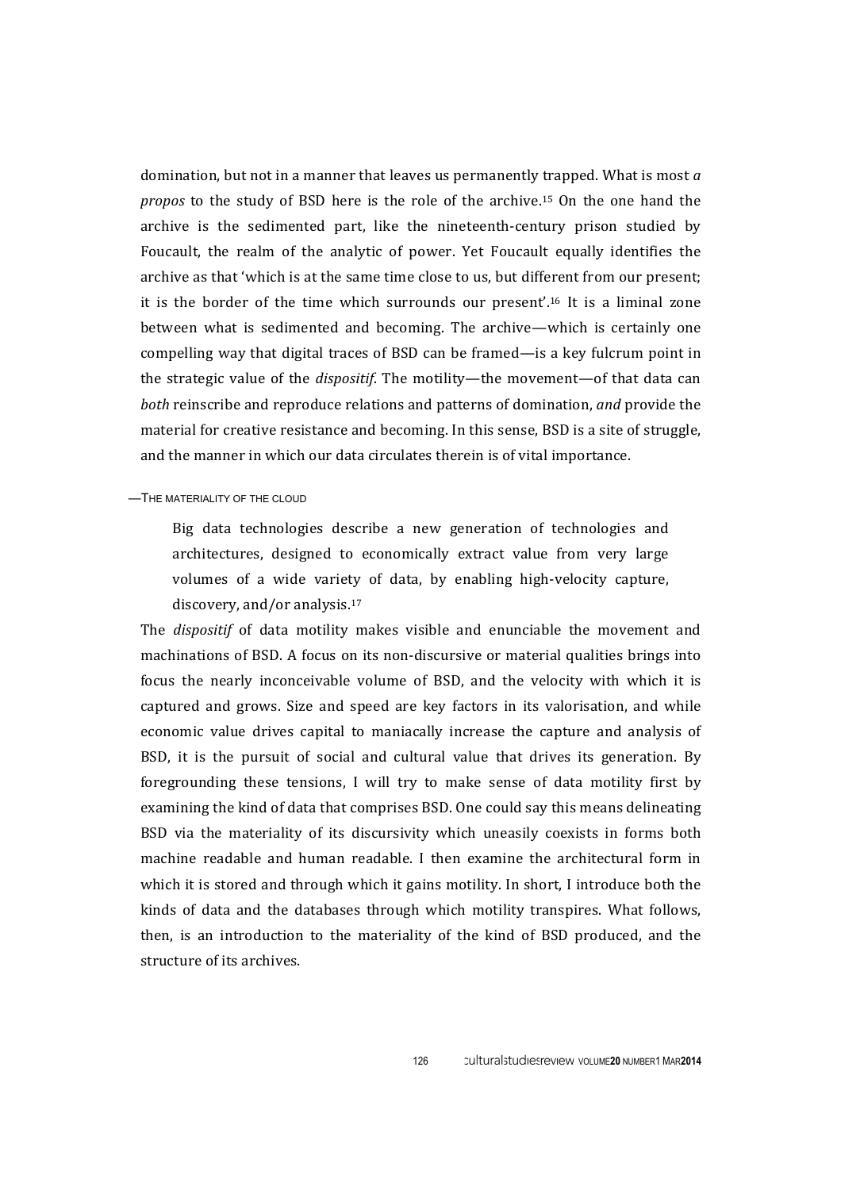domination, but not in a manner that leaves us permanently trapped. What is most *a propos* to the study of BSD here is the role of the archive.[15] On the one hand the archive is the sedimented part, like the nineteenth-century prison studied by Foucault, the realm of the analytic of power. Yet Foucault equally identifies the archive as that 'which is at the same time close to us, but different from our present; it is the border of the time which surrounds our present'.[16] It is a liminal zone between what is sedimented and becoming. The archive—which is certainly one compelling way that digital traces of BSD can be framed—is a key fulcrum point in the strategic value of the *dispositif*. The motility—the movement—of that data can *both* reinscribe and reproduce relations and patterns of domination, *and* provide the material for creative resistance and becoming. In this sense, BSD is a site of struggle, and the manner in which our data circulates therein is of vital importance.

## —THE MATERIALITY OF THE CLOUD

> Big data technologies describe a new generation of technologies and architectures, designed to economically extract value from very large volumes of a wide variety of data, by enabling high-velocity capture, discovery, and/or analysis.[17]

The *dispositif* of data motility makes visible and enunciable the movement and machinations of BSD. A focus on its non-discursive or material qualities brings into focus the nearly inconceivable volume of BSD, and the velocity with which it is captured and grows. Size and speed are key factors in its valorisation, and while economic value drives capital to maniacally increase the capture and analysis of BSD, it is the pursuit of social and cultural value that drives its generation. By foregrounding these tensions, I will try to make sense of data motility first by examining the kind of data that comprises BSD. One could say this means delineating BSD via the materiality of its discursivity which uneasily coexists in forms both machine readable and human readable. I then examine the architectural form in which it is stored and through which it gains motility. In short, I introduce both the kinds of data and the databases through which motility transpires. What follows, then, is an introduction to the materiality of the kind of BSD produced, and the structure of its archives.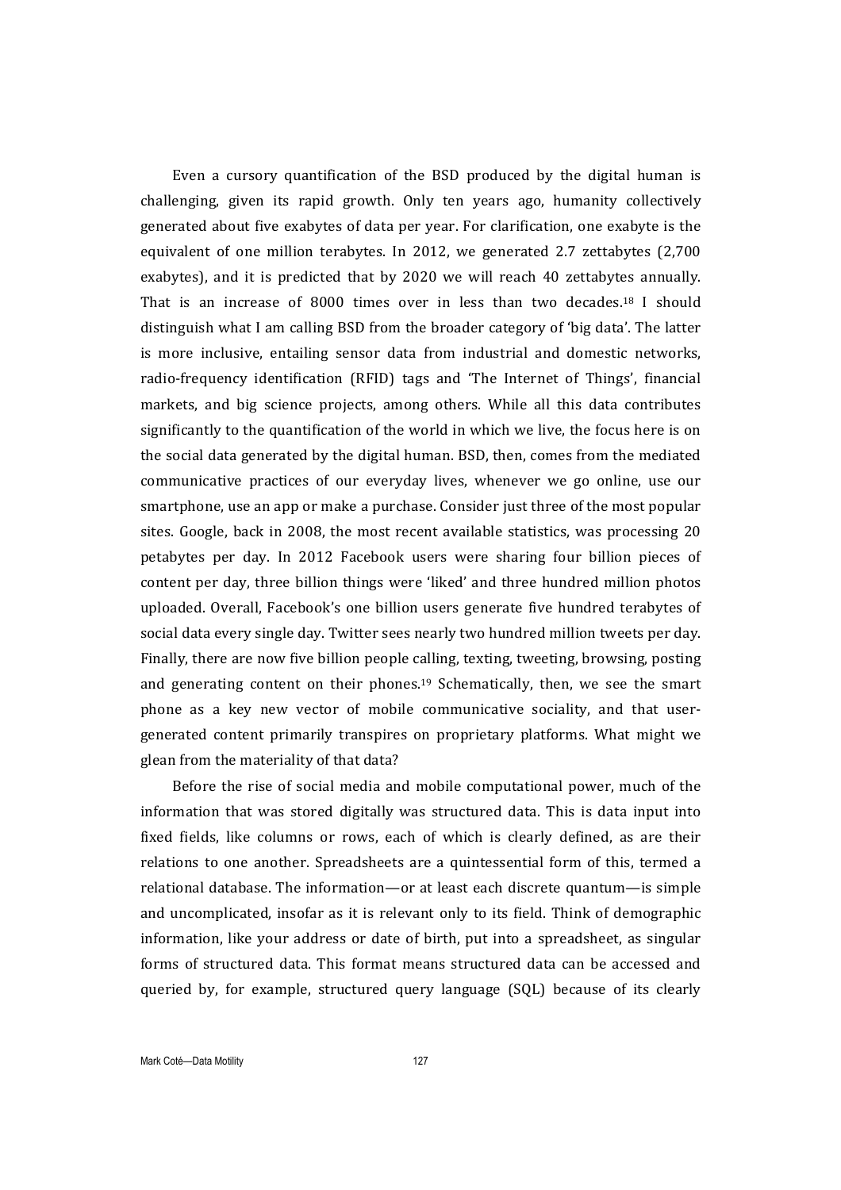Even a cursory quantification of the BSD produced by the digital human is challenging, given its rapid growth. Only ten years ago, humanity collectively generated about five exabytes of data per year. For clarification, one exabyte is the equivalent of one million terabytes. In 2012, we generated 2.7 zettabytes (2,700 exabytes), and it is predicted that by 2020 we will reach 40 zettabytes annually. That is an increase of 8000 times over in less than two decades.[18] I should distinguish what I am calling BSD from the broader category of 'big data'. The latter is more inclusive, entailing sensor data from industrial and domestic networks, radio-frequency identification (RFID) tags and 'The Internet of Things', financial markets, and big science projects, among others. While all this data contributes significantly to the quantification of the world in which we live, the focus here is on the social data generated by the digital human. BSD, then, comes from the mediated communicative practices of our everyday lives, whenever we go online, use our smartphone, use an app or make a purchase. Consider just three of the most popular sites. Google, back in 2008, the most recent available statistics, was processing 20 petabytes per day. In 2012 Facebook users were sharing four billion pieces of content per day, three billion things were 'liked' and three hundred million photos uploaded. Overall, Facebook's one billion users generate five hundred terabytes of social data every single day. Twitter sees nearly two hundred million tweets per day. Finally, there are now five billion people calling, texting, tweeting, browsing, posting and generating content on their phones.[19] Schematically, then, we see the smart phone as a key new vector of mobile communicative sociality, and that user-generated content primarily transpires on proprietary platforms. What might we glean from the materiality of that data?

Before the rise of social media and mobile computational power, much of the information that was stored digitally was structured data. This is data input into fixed fields, like columns or rows, each of which is clearly defined, as are their relations to one another. Spreadsheets are a quintessential form of this, termed a relational database. The information—or at least each discrete quantum—is simple and uncomplicated, insofar as it is relevant only to its field. Think of demographic information, like your address or date of birth, put into a spreadsheet, as singular forms of structured data. This format means structured data can be accessed and queried by, for example, structured query language (SQL) because of its clearly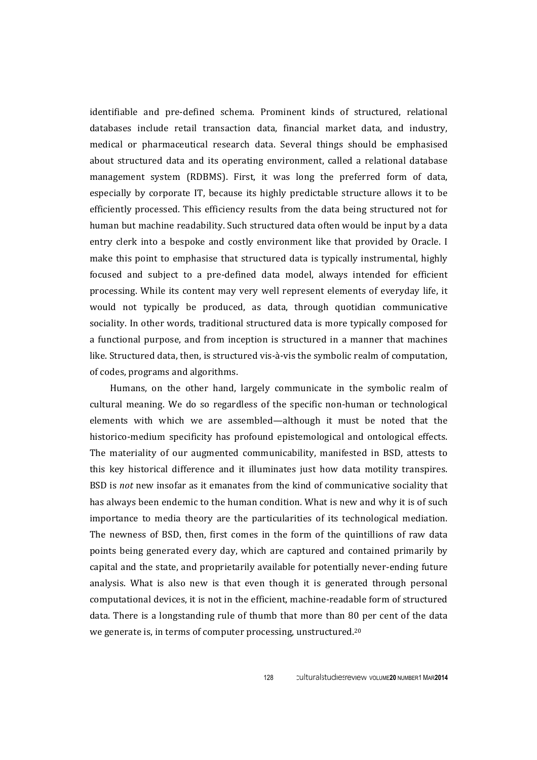identifiable and pre-defined schema. Prominent kinds of structured, relational databases include retail transaction data, financial market data, and industry, medical or pharmaceutical research data. Several things should be emphasised about structured data and its operating environment, called a relational database management system (RDBMS). First, it was long the preferred form of data, especially by corporate IT, because its highly predictable structure allows it to be efficiently processed. This efficiency results from the data being structured not for human but machine readability. Such structured data often would be input by a data entry clerk into a bespoke and costly environment like that provided by Oracle. I make this point to emphasise that structured data is typically instrumental, highly focused and subject to a pre-defined data model, always intended for efficient processing. While its content may very well represent elements of everyday life, it would not typically be produced, as data, through quotidian communicative sociality. In other words, traditional structured data is more typically composed for a functional purpose, and from inception is structured in a manner that machines like. Structured data, then, is structured vis-à-vis the symbolic realm of computation, of codes, programs and algorithms.

Humans, on the other hand, largely communicate in the symbolic realm of cultural meaning. We do so regardless of the specific non-human or technological elements with which we are assembled—although it must be noted that the historico-medium specificity has profound epistemological and ontological effects. The materiality of our augmented communicability, manifested in BSD, attests to this key historical difference and it illuminates just how data motility transpires. BSD is *not* new insofar as it emanates from the kind of communicative sociality that has always been endemic to the human condition. What is new and why it is of such importance to media theory are the particularities of its technological mediation. The newness of BSD, then, first comes in the form of the quintillions of raw data points being generated every day, which are captured and contained primarily by capital and the state, and proprietarily available for potentially never-ending future analysis. What is also new is that even though it is generated through personal computational devices, it is not in the efficient, machine-readable form of structured data. There is a longstanding rule of thumb that more than 80 per cent of the data we generate is, in terms of computer processing, unstructured.[20]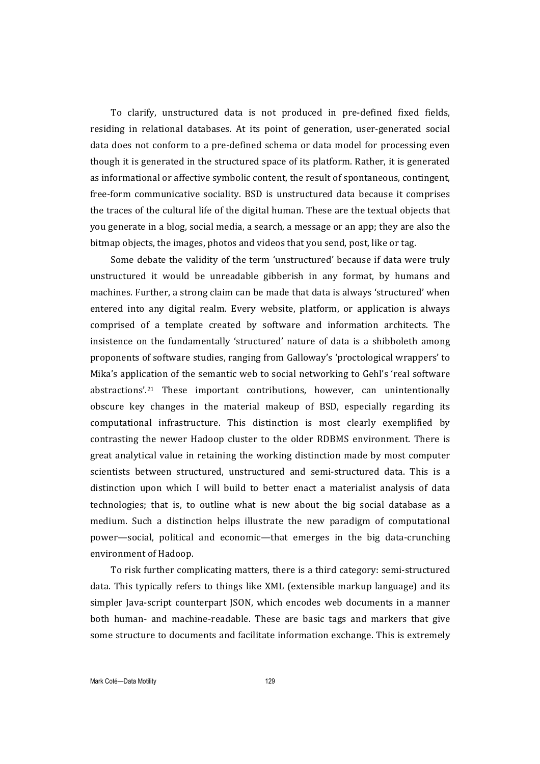To clarify, unstructured data is not produced in pre-defined fixed fields, residing in relational databases. At its point of generation, user-generated social data does not conform to a pre-defined schema or data model for processing even though it is generated in the structured space of its platform. Rather, it is generated as informational or affective symbolic content, the result of spontaneous, contingent, free-form communicative sociality. BSD is unstructured data because it comprises the traces of the cultural life of the digital human. These are the textual objects that you generate in a blog, social media, a search, a message or an app; they are also the bitmap objects, the images, photos and videos that you send, post, like or tag.

Some debate the validity of the term 'unstructured' because if data were truly unstructured it would be unreadable gibberish in any format, by humans and machines. Further, a strong claim can be made that data is always 'structured' when entered into any digital realm. Every website, platform, or application is always comprised of a template created by software and information architects. The insistence on the fundamentally 'structured' nature of data is a shibboleth among proponents of software studies, ranging from Galloway's 'proctological wrappers' to Mika's application of the semantic web to social networking to Gehl's 'real software abstractions'.[21] These important contributions, however, can unintentionally obscure key changes in the material makeup of BSD, especially regarding its computational infrastructure. This distinction is most clearly exemplified by contrasting the newer Hadoop cluster to the older RDBMS environment. There is great analytical value in retaining the working distinction made by most computer scientists between structured, unstructured and semi-structured data. This is a distinction upon which I will build to better enact a materialist analysis of data technologies; that is, to outline what is new about the big social database as a medium. Such a distinction helps illustrate the new paradigm of computational power—social, political and economic—that emerges in the big data-crunching environment of Hadoop.

To risk further complicating matters, there is a third category: semi-structured data. This typically refers to things like XML (extensible markup language) and its simpler Java-script counterpart JSON, which encodes web documents in a manner both human- and machine-readable. These are basic tags and markers that give some structure to documents and facilitate information exchange. This is extremely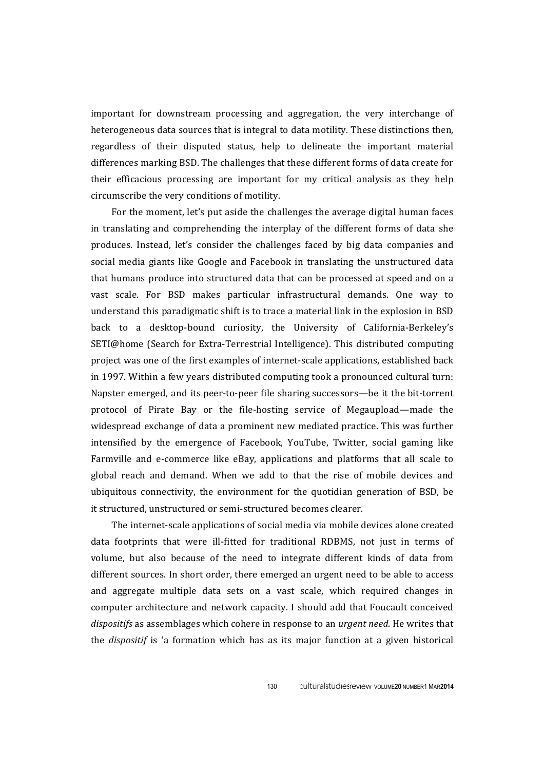important for downstream processing and aggregation, the very interchange of heterogeneous data sources that is integral to data motility. These distinctions then, regardless of their disputed status, help to delineate the important material differences marking BSD. The challenges that these different forms of data create for their efficacious processing are important for my critical analysis as they help circumscribe the very conditions of motility.

For the moment, let's put aside the challenges the average digital human faces in translating and comprehending the interplay of the different forms of data she produces. Instead, let's consider the challenges faced by big data companies and social media giants like Google and Facebook in translating the unstructured data that humans produce into structured data that can be processed at speed and on a vast scale. For BSD makes particular infrastructural demands. One way to understand this paradigmatic shift is to trace a material link in the explosion in BSD back to a desktop-bound curiosity, the University of California-Berkeley's SETI@home (Search for Extra-Terrestrial Intelligence). This distributed computing project was one of the first examples of internet-scale applications, established back in 1997. Within a few years distributed computing took a pronounced cultural turn: Napster emerged, and its peer-to-peer file sharing successors—be it the bit-torrent protocol of Pirate Bay or the file-hosting service of Megaupload—made the widespread exchange of data a prominent new mediated practice. This was further intensified by the emergence of Facebook, YouTube, Twitter, social gaming like Farmville and e-commerce like eBay, applications and platforms that all scale to global reach and demand. When we add to that the rise of mobile devices and ubiquitous connectivity, the environment for the quotidian generation of BSD, be it structured, unstructured or semi-structured becomes clearer.

The internet-scale applications of social media via mobile devices alone created data footprints that were ill-fitted for traditional RDBMS, not just in terms of volume, but also because of the need to integrate different kinds of data from different sources. In short order, there emerged an urgent need to be able to access and aggregate multiple data sets on a vast scale, which required changes in computer architecture and network capacity. I should add that Foucault conceived *dispositifs* as assemblages which cohere in response to an *urgent need*. He writes that the *dispositif* is 'a formation which has as its major function at a given historical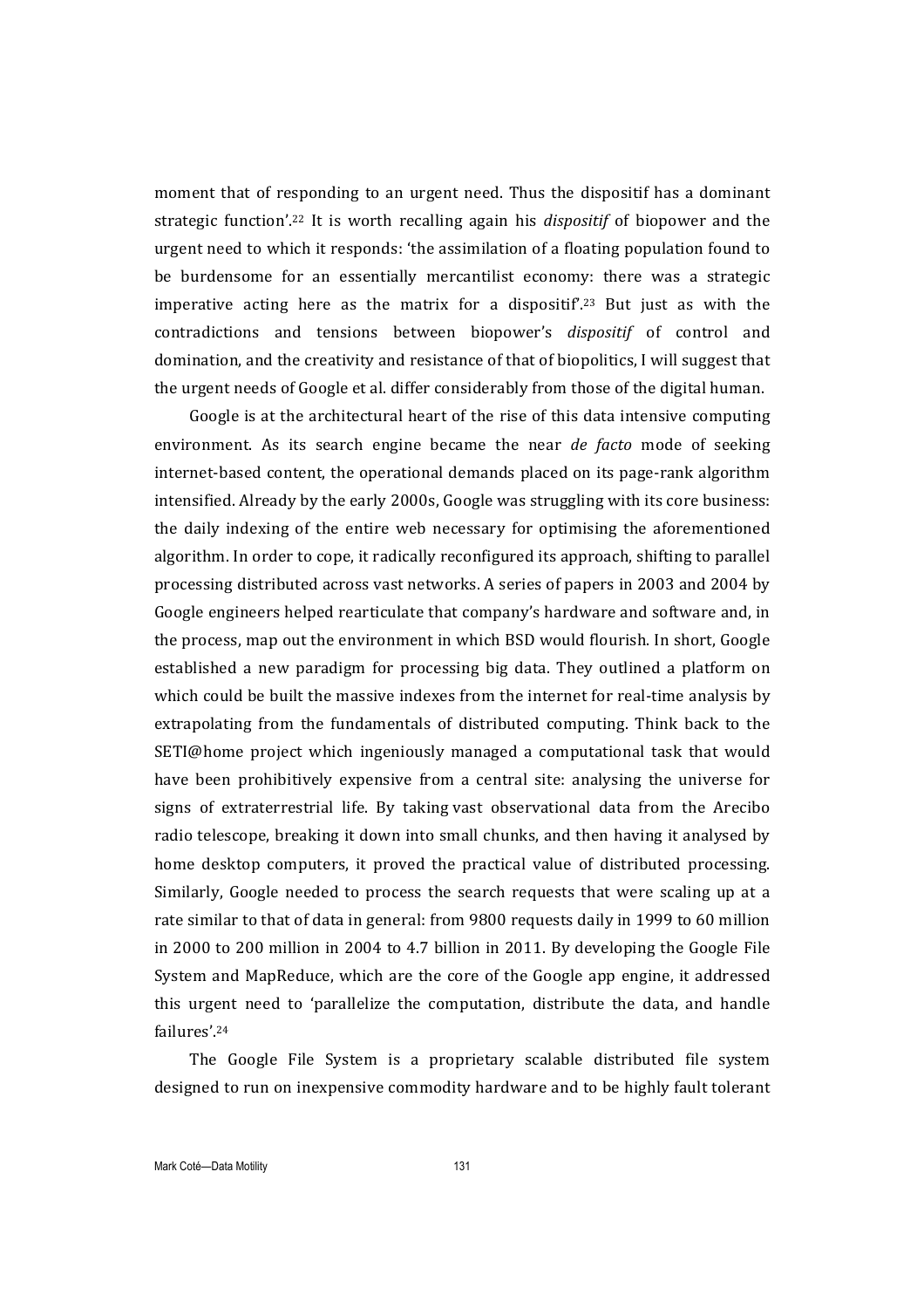moment that of responding to an urgent need. Thus the dispositif has a dominant strategic function'.[22] It is worth recalling again his *dispositif* of biopower and the urgent need to which it responds: 'the assimilation of a floating population found to be burdensome for an essentially mercantilist economy: there was a strategic imperative acting here as the matrix for a dispositif'.[23] But just as with the contradictions and tensions between biopower's *dispositif* of control and domination, and the creativity and resistance of that of biopolitics, I will suggest that the urgent needs of Google et al. differ considerably from those of the digital human.

Google is at the architectural heart of the rise of this data intensive computing environment. As its search engine became the near *de facto* mode of seeking internet-based content, the operational demands placed on its page-rank algorithm intensified. Already by the early 2000s, Google was struggling with its core business: the daily indexing of the entire web necessary for optimising the aforementioned algorithm. In order to cope, it radically reconfigured its approach, shifting to parallel processing distributed across vast networks. A series of papers in 2003 and 2004 by Google engineers helped rearticulate that company's hardware and software and, in the process, map out the environment in which BSD would flourish. In short, Google established a new paradigm for processing big data. They outlined a platform on which could be built the massive indexes from the internet for real-time analysis by extrapolating from the fundamentals of distributed computing. Think back to the SETI@home project which ingeniously managed a computational task that would have been prohibitively expensive from a central site: analysing the universe for signs of extraterrestrial life. By taking vast observational data from the Arecibo radio telescope, breaking it down into small chunks, and then having it analysed by home desktop computers, it proved the practical value of distributed processing. Similarly, Google needed to process the search requests that were scaling up at a rate similar to that of data in general: from 9800 requests daily in 1999 to 60 million in 2000 to 200 million in 2004 to 4.7 billion in 2011. By developing the Google File System and MapReduce, which are the core of the Google app engine, it addressed this urgent need to 'parallelize the computation, distribute the data, and handle failures'.[24]

The Google File System is a proprietary scalable distributed file system designed to run on inexpensive commodity hardware and to be highly fault tolerant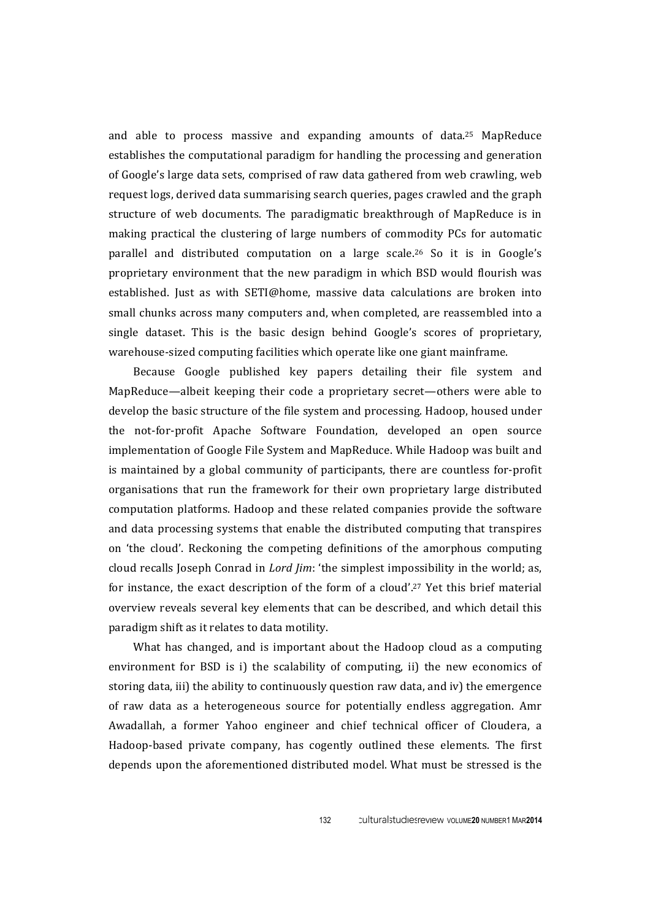and able to process massive and expanding amounts of data.[25] MapReduce establishes the computational paradigm for handling the processing and generation of Google's large data sets, comprised of raw data gathered from web crawling, web request logs, derived data summarising search queries, pages crawled and the graph structure of web documents. The paradigmatic breakthrough of MapReduce is in making practical the clustering of large numbers of commodity PCs for automatic parallel and distributed computation on a large scale.[26] So it is in Google's proprietary environment that the new paradigm in which BSD would flourish was established. Just as with SETI@home, massive data calculations are broken into small chunks across many computers and, when completed, are reassembled into a single dataset. This is the basic design behind Google's scores of proprietary, warehouse-sized computing facilities which operate like one giant mainframe.

Because Google published key papers detailing their file system and MapReduce—albeit keeping their code a proprietary secret—others were able to develop the basic structure of the file system and processing. Hadoop, housed under the not-for-profit Apache Software Foundation, developed an open source implementation of Google File System and MapReduce. While Hadoop was built and is maintained by a global community of participants, there are countless for-profit organisations that run the framework for their own proprietary large distributed computation platforms. Hadoop and these related companies provide the software and data processing systems that enable the distributed computing that transpires on 'the cloud'. Reckoning the competing definitions of the amorphous computing cloud recalls Joseph Conrad in *Lord Jim*: 'the simplest impossibility in the world; as, for instance, the exact description of the form of a cloud'.[27] Yet this brief material overview reveals several key elements that can be described, and which detail this paradigm shift as it relates to data motility.

What has changed, and is important about the Hadoop cloud as a computing environment for BSD is i) the scalability of computing, ii) the new economics of storing data, iii) the ability to continuously question raw data, and iv) the emergence of raw data as a heterogeneous source for potentially endless aggregation. Amr Awadallah, a former Yahoo engineer and chief technical officer of Cloudera, a Hadoop-based private company, has cogently outlined these elements. The first depends upon the aforementioned distributed model. What must be stressed is the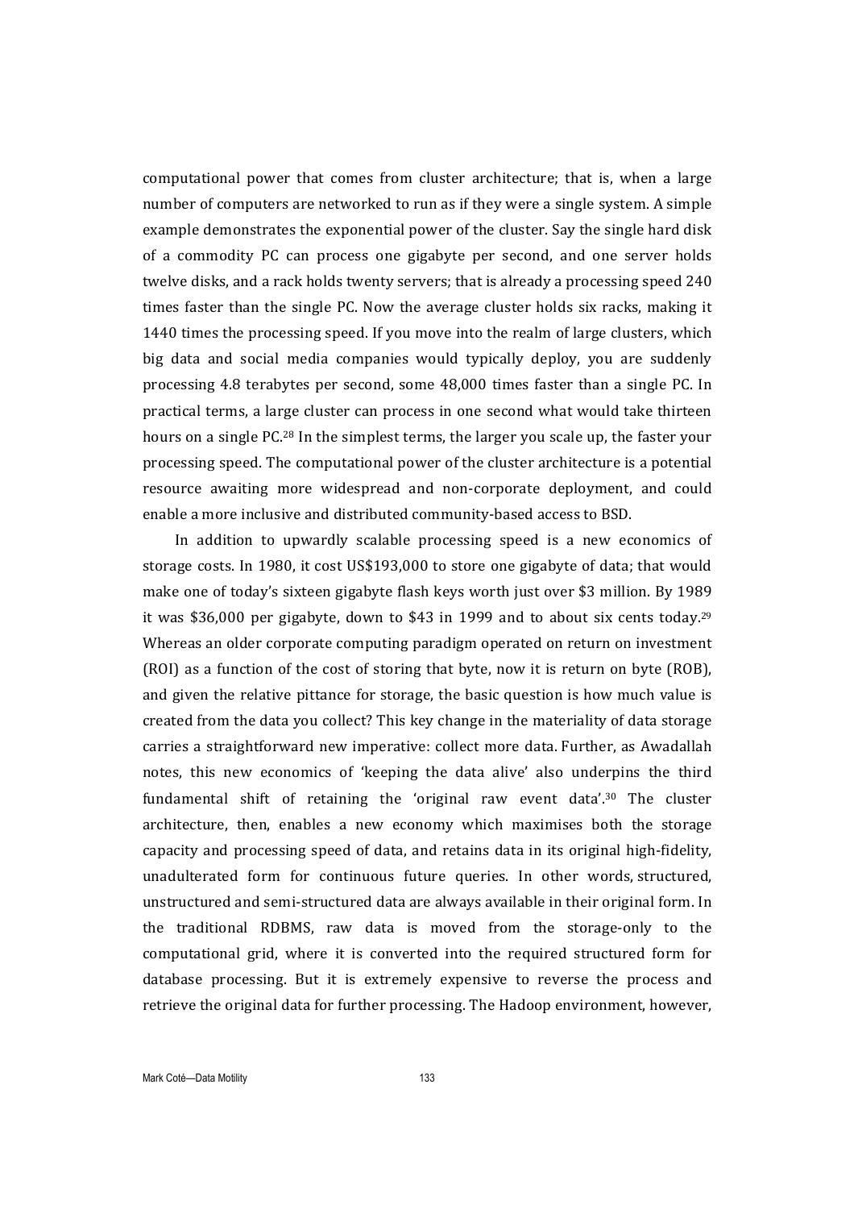computational power that comes from cluster architecture; that is, when a large number of computers are networked to run as if they were a single system. A simple example demonstrates the exponential power of the cluster. Say the single hard disk of a commodity PC can process one gigabyte per second, and one server holds twelve disks, and a rack holds twenty servers; that is already a processing speed 240 times faster than the single PC. Now the average cluster holds six racks, making it 1440 times the processing speed. If you move into the realm of large clusters, which big data and social media companies would typically deploy, you are suddenly processing 4.8 terabytes per second, some 48,000 times faster than a single PC. In practical terms, a large cluster can process in one second what would take thirteen hours on a single PC.[28] In the simplest terms, the larger you scale up, the faster your processing speed. The computational power of the cluster architecture is a potential resource awaiting more widespread and non-corporate deployment, and could enable a more inclusive and distributed community-based access to BSD.

In addition to upwardly scalable processing speed is a new economics of storage costs. In 1980, it cost US$193,000 to store one gigabyte of data; that would make one of today's sixteen gigabyte flash keys worth just over $3 million. By 1989 it was $36,000 per gigabyte, down to $43 in 1999 and to about six cents today.[29] Whereas an older corporate computing paradigm operated on return on investment (ROI) as a function of the cost of storing that byte, now it is return on byte (ROB), and given the relative pittance for storage, the basic question is how much value is created from the data you collect? This key change in the materiality of data storage carries a straightforward new imperative: collect more data. Further, as Awadallah notes, this new economics of 'keeping the data alive' also underpins the third fundamental shift of retaining the 'original raw event data'.[30] The cluster architecture, then, enables a new economy which maximises both the storage capacity and processing speed of data, and retains data in its original high-fidelity, unadulterated form for continuous future queries. In other words, structured, unstructured and semi-structured data are always available in their original form. In the traditional RDBMS, raw data is moved from the storage-only to the computational grid, where it is converted into the required structured form for database processing. But it is extremely expensive to reverse the process and retrieve the original data for further processing. The Hadoop environment, however,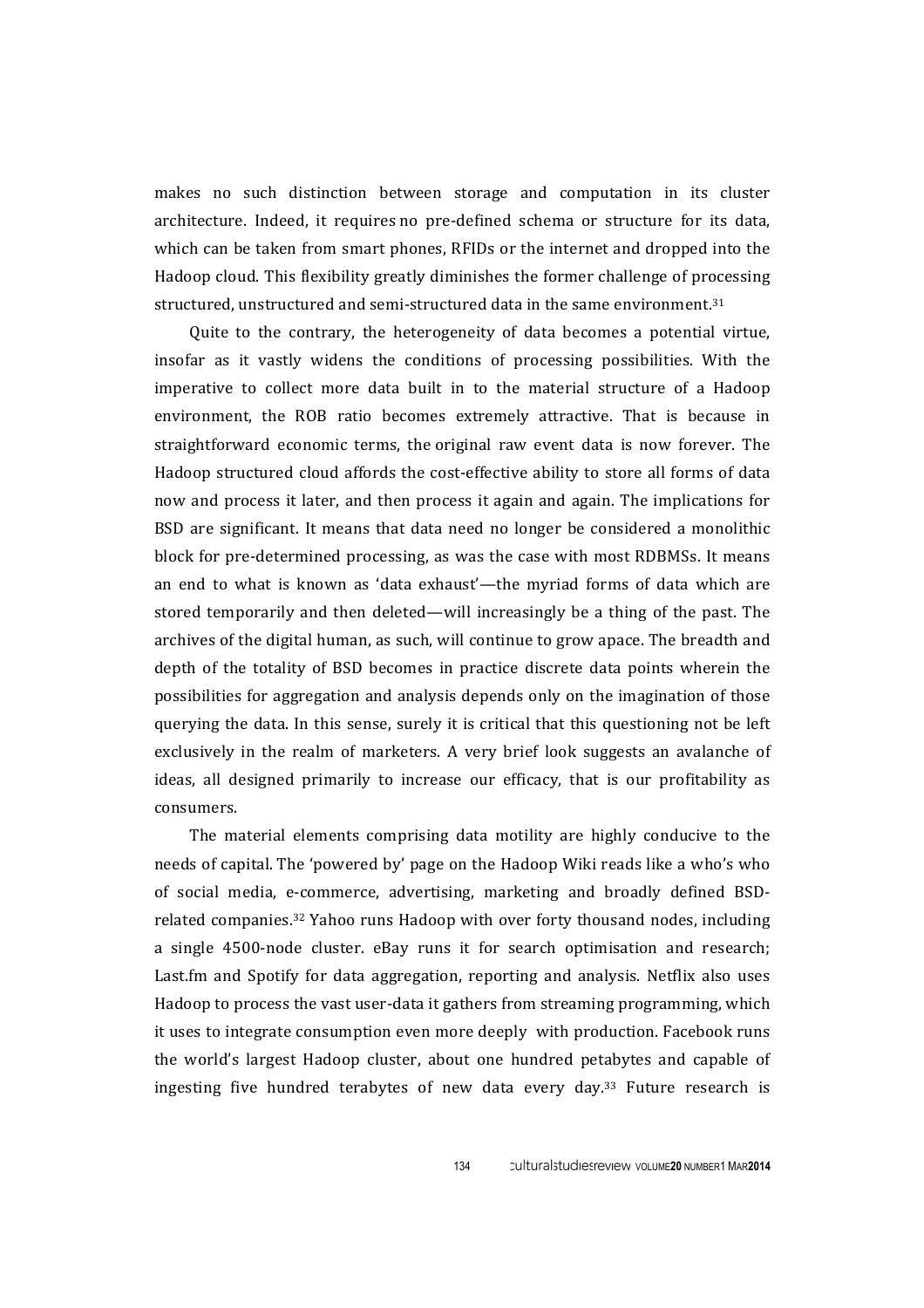makes no such distinction between storage and computation in its cluster architecture. Indeed, it requires no pre-defined schema or structure for its data, which can be taken from smart phones, RFIDs or the internet and dropped into the Hadoop cloud. This flexibility greatly diminishes the former challenge of processing structured, unstructured and semi-structured data in the same environment.[31]

Quite to the contrary, the heterogeneity of data becomes a potential virtue, insofar as it vastly widens the conditions of processing possibilities. With the imperative to collect more data built in to the material structure of a Hadoop environment, the ROB ratio becomes extremely attractive. That is because in straightforward economic terms, the original raw event data is now forever. The Hadoop structured cloud affords the cost-effective ability to store all forms of data now and process it later, and then process it again and again. The implications for BSD are significant. It means that data need no longer be considered a monolithic block for pre-determined processing, as was the case with most RDBMSs. It means an end to what is known as 'data exhaust'—the myriad forms of data which are stored temporarily and then deleted—will increasingly be a thing of the past. The archives of the digital human, as such, will continue to grow apace. The breadth and depth of the totality of BSD becomes in practice discrete data points wherein the possibilities for aggregation and analysis depends only on the imagination of those querying the data. In this sense, surely it is critical that this questioning not be left exclusively in the realm of marketers. A very brief look suggests an avalanche of ideas, all designed primarily to increase our efficacy, that is our profitability as consumers.

The material elements comprising data motility are highly conducive to the needs of capital. The 'powered by' page on the Hadoop Wiki reads like a who's who of social media, e-commerce, advertising, marketing and broadly defined BSD-related companies.[32] Yahoo runs Hadoop with over forty thousand nodes, including a single 4500-node cluster. eBay runs it for search optimisation and research; Last.fm and Spotify for data aggregation, reporting and analysis. Netflix also uses Hadoop to process the vast user-data it gathers from streaming programming, which it uses to integrate consumption even more deeply with production. Facebook runs the world's largest Hadoop cluster, about one hundred petabytes and capable of ingesting five hundred terabytes of new data every day.[33] Future research is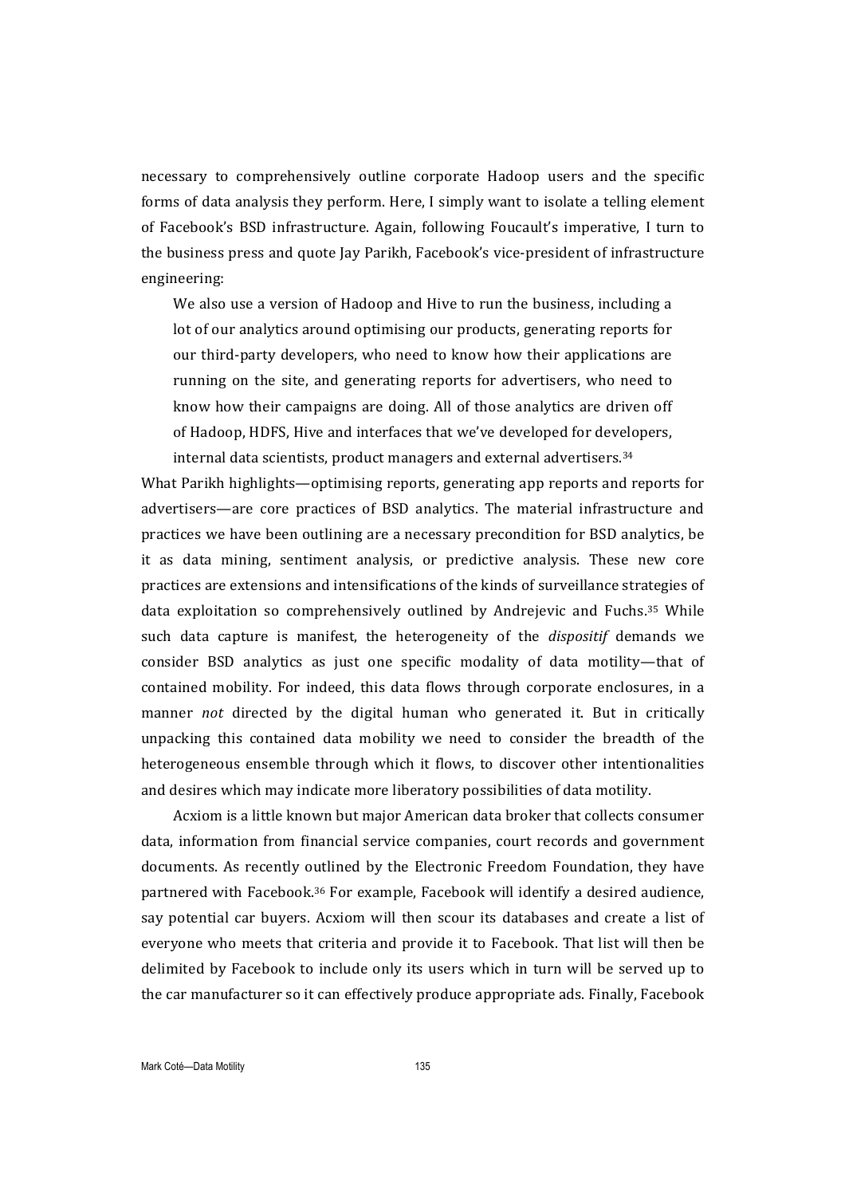necessary to comprehensively outline corporate Hadoop users and the specific forms of data analysis they perform. Here, I simply want to isolate a telling element of Facebook's BSD infrastructure. Again, following Foucault's imperative, I turn to the business press and quote Jay Parikh, Facebook's vice-president of infrastructure engineering:

> We also use a version of Hadoop and Hive to run the business, including a lot of our analytics around optimising our products, generating reports for our third-party developers, who need to know how their applications are running on the site, and generating reports for advertisers, who need to know how their campaigns are doing. All of those analytics are driven off of Hadoop, HDFS, Hive and interfaces that we've developed for developers, internal data scientists, product managers and external advertisers.[34]

What Parikh highlights—optimising reports, generating app reports and reports for advertisers—are core practices of BSD analytics. The material infrastructure and practices we have been outlining are a necessary precondition for BSD analytics, be it as data mining, sentiment analysis, or predictive analysis. These new core practices are extensions and intensifications of the kinds of surveillance strategies of data exploitation so comprehensively outlined by Andrejevic and Fuchs.[35] While such data capture is manifest, the heterogeneity of the *dispositif* demands we consider BSD analytics as just one specific modality of data motility—that of contained mobility. For indeed, this data flows through corporate enclosures, in a manner *not* directed by the digital human who generated it. But in critically unpacking this contained data mobility we need to consider the breadth of the heterogeneous ensemble through which it flows, to discover other intentionalities and desires which may indicate more liberatory possibilities of data motility.

Acxiom is a little known but major American data broker that collects consumer data, information from financial service companies, court records and government documents. As recently outlined by the Electronic Freedom Foundation, they have partnered with Facebook.[36] For example, Facebook will identify a desired audience, say potential car buyers. Acxiom will then scour its databases and create a list of everyone who meets that criteria and provide it to Facebook. That list will then be delimited by Facebook to include only its users which in turn will be served up to the car manufacturer so it can effectively produce appropriate ads. Finally, Facebook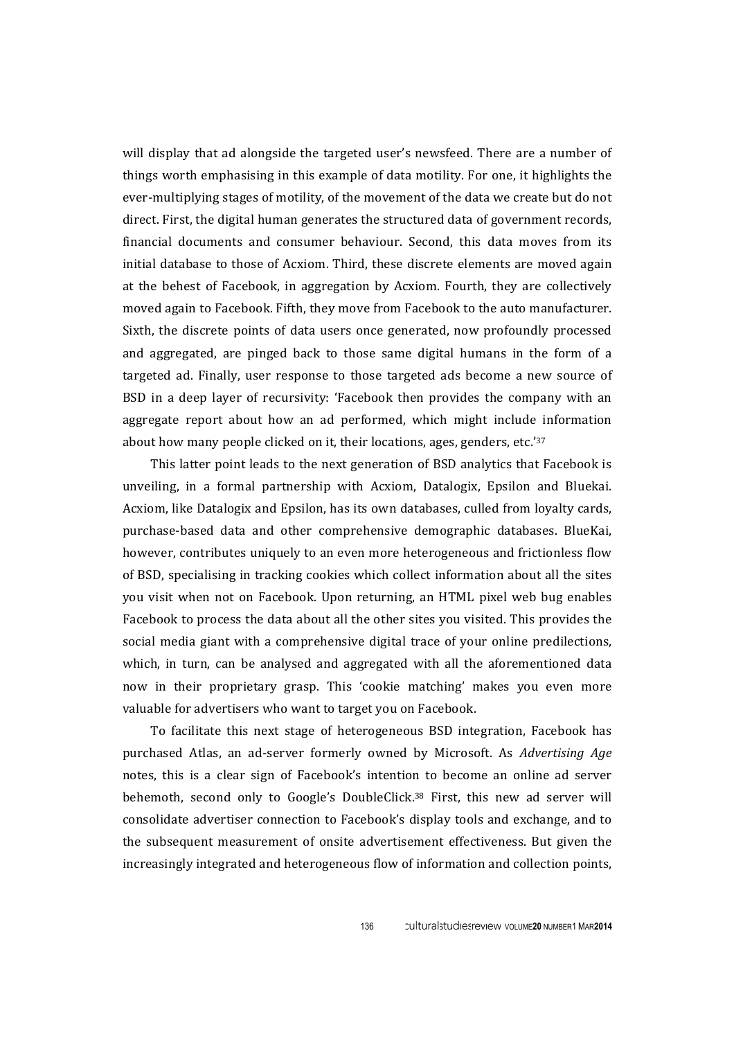will display that ad alongside the targeted user's newsfeed. There are a number of things worth emphasising in this example of data motility. For one, it highlights the ever-multiplying stages of motility, of the movement of the data we create but do not direct. First, the digital human generates the structured data of government records, financial documents and consumer behaviour. Second, this data moves from its initial database to those of Acxiom. Third, these discrete elements are moved again at the behest of Facebook, in aggregation by Acxiom. Fourth, they are collectively moved again to Facebook. Fifth, they move from Facebook to the auto manufacturer. Sixth, the discrete points of data users once generated, now profoundly processed and aggregated, are pinged back to those same digital humans in the form of a targeted ad. Finally, user response to those targeted ads become a new source of BSD in a deep layer of recursivity: 'Facebook then provides the company with an aggregate report about how an ad performed, which might include information about how many people clicked on it, their locations, ages, genders, etc.'[37]

This latter point leads to the next generation of BSD analytics that Facebook is unveiling, in a formal partnership with Acxiom, Datalogix, Epsilon and Bluekai. Acxiom, like Datalogix and Epsilon, has its own databases, culled from loyalty cards, purchase-based data and other comprehensive demographic databases. BlueKai, however, contributes uniquely to an even more heterogeneous and frictionless flow of BSD, specialising in tracking cookies which collect information about all the sites you visit when not on Facebook. Upon returning, an HTML pixel web bug enables Facebook to process the data about all the other sites you visited. This provides the social media giant with a comprehensive digital trace of your online predilections, which, in turn, can be analysed and aggregated with all the aforementioned data now in their proprietary grasp. This 'cookie matching' makes you even more valuable for advertisers who want to target you on Facebook.

To facilitate this next stage of heterogeneous BSD integration, Facebook has purchased Atlas, an ad-server formerly owned by Microsoft. As *Advertising Age* notes, this is a clear sign of Facebook's intention to become an online ad server behemoth, second only to Google's DoubleClick.[38] First, this new ad server will consolidate advertiser connection to Facebook's display tools and exchange, and to the subsequent measurement of onsite advertisement effectiveness. But given the increasingly integrated and heterogeneous flow of information and collection points,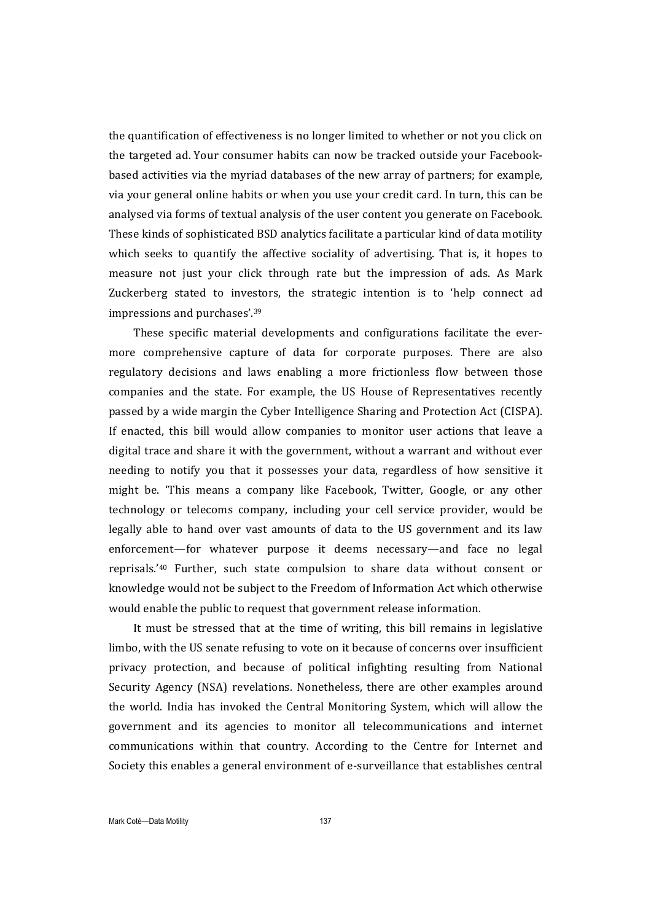the quantification of effectiveness is no longer limited to whether or not you click on the targeted ad. Your consumer habits can now be tracked outside your Facebook-based activities via the myriad databases of the new array of partners; for example, via your general online habits or when you use your credit card. In turn, this can be analysed via forms of textual analysis of the user content you generate on Facebook. These kinds of sophisticated BSD analytics facilitate a particular kind of data motility which seeks to quantify the affective sociality of advertising. That is, it hopes to measure not just your click through rate but the impression of ads. As Mark Zuckerberg stated to investors, the strategic intention is to 'help connect ad impressions and purchases'.[39]

These specific material developments and configurations facilitate the ever-more comprehensive capture of data for corporate purposes. There are also regulatory decisions and laws enabling a more frictionless flow between those companies and the state. For example, the US House of Representatives recently passed by a wide margin the Cyber Intelligence Sharing and Protection Act (CISPA). If enacted, this bill would allow companies to monitor user actions that leave a digital trace and share it with the government, without a warrant and without ever needing to notify you that it possesses your data, regardless of how sensitive it might be. 'This means a company like Facebook, Twitter, Google, or any other technology or telecoms company, including your cell service provider, would be legally able to hand over vast amounts of data to the US government and its law enforcement—for whatever purpose it deems necessary—and face no legal reprisals.'[40] Further, such state compulsion to share data without consent or knowledge would not be subject to the Freedom of Information Act which otherwise would enable the public to request that government release information.

It must be stressed that at the time of writing, this bill remains in legislative limbo, with the US senate refusing to vote on it because of concerns over insufficient privacy protection, and because of political infighting resulting from National Security Agency (NSA) revelations. Nonetheless, there are other examples around the world. India has invoked the Central Monitoring System, which will allow the government and its agencies to monitor all telecommunications and internet communications within that country. According to the Centre for Internet and Society this enables a general environment of e-surveillance that establishes central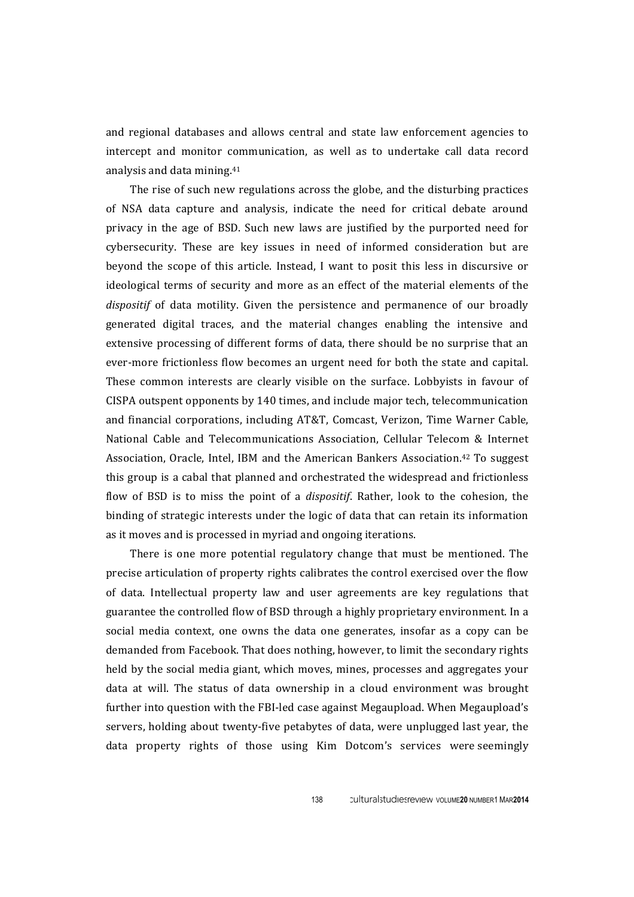and regional databases and allows central and state law enforcement agencies to intercept and monitor communication, as well as to undertake call data record analysis and data mining.[41]

The rise of such new regulations across the globe, and the disturbing practices of NSA data capture and analysis, indicate the need for critical debate around privacy in the age of BSD. Such new laws are justified by the purported need for cybersecurity. These are key issues in need of informed consideration but are beyond the scope of this article. Instead, I want to posit this less in discursive or ideological terms of security and more as an effect of the material elements of the *dispositif* of data motility. Given the persistence and permanence of our broadly generated digital traces, and the material changes enabling the intensive and extensive processing of different forms of data, there should be no surprise that an ever-more frictionless flow becomes an urgent need for both the state and capital. These common interests are clearly visible on the surface. Lobbyists in favour of CISPA outspent opponents by 140 times, and include major tech, telecommunication and financial corporations, including AT&T, Comcast, Verizon, Time Warner Cable, National Cable and Telecommunications Association, Cellular Telecom & Internet Association, Oracle, Intel, IBM and the American Bankers Association.[42] To suggest this group is a cabal that planned and orchestrated the widespread and frictionless flow of BSD is to miss the point of a *dispositif*. Rather, look to the cohesion, the binding of strategic interests under the logic of data that can retain its information as it moves and is processed in myriad and ongoing iterations.

There is one more potential regulatory change that must be mentioned. The precise articulation of property rights calibrates the control exercised over the flow of data. Intellectual property law and user agreements are key regulations that guarantee the controlled flow of BSD through a highly proprietary environment. In a social media context, one owns the data one generates, insofar as a copy can be demanded from Facebook. That does nothing, however, to limit the secondary rights held by the social media giant, which moves, mines, processes and aggregates your data at will. The status of data ownership in a cloud environment was brought further into question with the FBI-led case against Megaupload. When Megaupload's servers, holding about twenty-five petabytes of data, were unplugged last year, the data property rights of those using Kim Dotcom's services were seemingly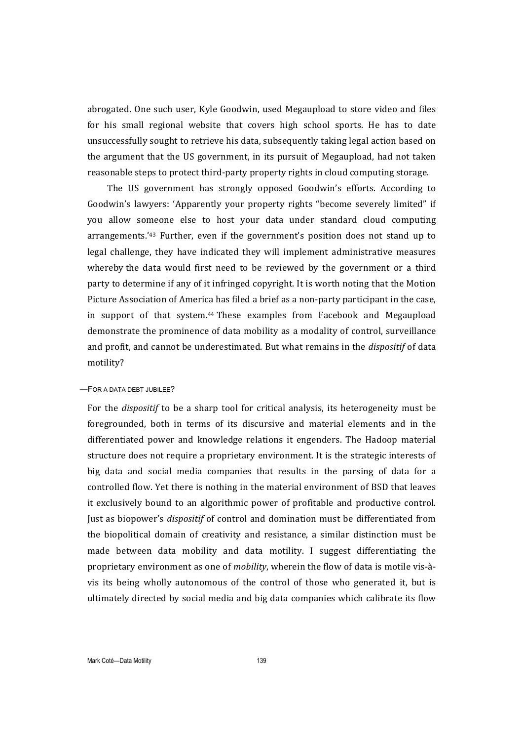abrogated. One such user, Kyle Goodwin, used Megaupload to store video and files for his small regional website that covers high school sports. He has to date unsuccessfully sought to retrieve his data, subsequently taking legal action based on the argument that the US government, in its pursuit of Megaupload, had not taken reasonable steps to protect third-party property rights in cloud computing storage.

The US government has strongly opposed Goodwin's efforts. According to Goodwin's lawyers: 'Apparently your property rights "become severely limited" if you allow someone else to host your data under standard cloud computing arrangements.'[43] Further, even if the government's position does not stand up to legal challenge, they have indicated they will implement administrative measures whereby the data would first need to be reviewed by the government or a third party to determine if any of it infringed copyright. It is worth noting that the Motion Picture Association of America has filed a brief as a non-party participant in the case, in support of that system.[44] These examples from Facebook and Megaupload demonstrate the prominence of data mobility as a modality of control, surveillance and profit, and cannot be underestimated. But what remains in the *dispositif* of data motility?

## —FOR A DATA DEBT JUBILEE?

For the *dispositif* to be a sharp tool for critical analysis, its heterogeneity must be foregrounded, both in terms of its discursive and material elements and in the differentiated power and knowledge relations it engenders. The Hadoop material structure does not require a proprietary environment. It is the strategic interests of big data and social media companies that results in the parsing of data for a controlled flow. Yet there is nothing in the material environment of BSD that leaves it exclusively bound to an algorithmic power of profitable and productive control. Just as biopower's *dispositif* of control and domination must be differentiated from the biopolitical domain of creativity and resistance, a similar distinction must be made between data mobility and data motility. I suggest differentiating the proprietary environment as one of *mobility*, wherein the flow of data is motile vis-à-vis its being wholly autonomous of the control of those who generated it, but is ultimately directed by social media and big data companies which calibrate its flow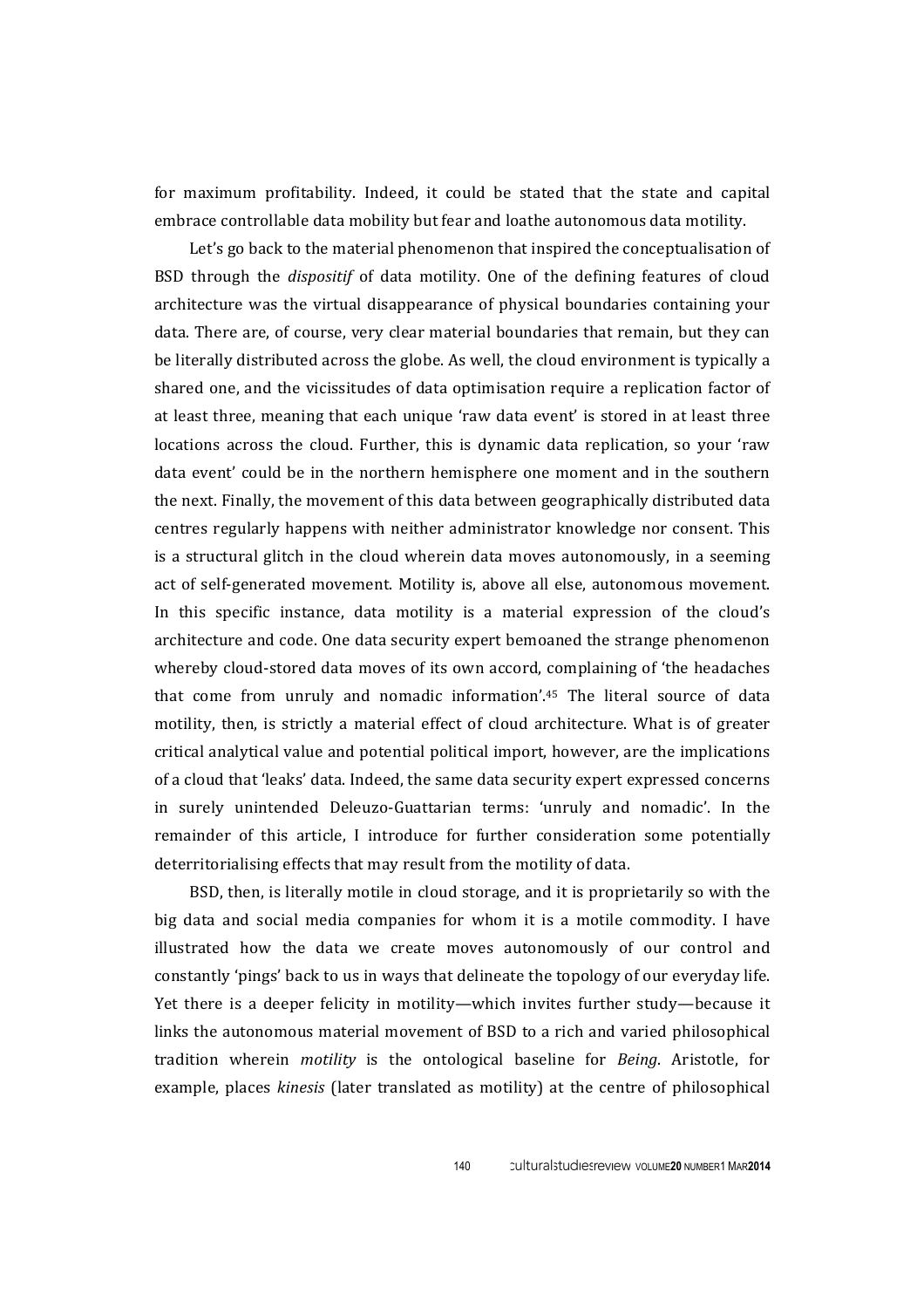for maximum profitability. Indeed, it could be stated that the state and capital embrace controllable data mobility but fear and loathe autonomous data motility.

Let's go back to the material phenomenon that inspired the conceptualisation of BSD through the *dispositif* of data motility. One of the defining features of cloud architecture was the virtual disappearance of physical boundaries containing your data. There are, of course, very clear material boundaries that remain, but they can be literally distributed across the globe. As well, the cloud environment is typically a shared one, and the vicissitudes of data optimisation require a replication factor of at least three, meaning that each unique 'raw data event' is stored in at least three locations across the cloud. Further, this is dynamic data replication, so your 'raw data event' could be in the northern hemisphere one moment and in the southern the next. Finally, the movement of this data between geographically distributed data centres regularly happens with neither administrator knowledge nor consent. This is a structural glitch in the cloud wherein data moves autonomously, in a seeming act of self-generated movement. Motility is, above all else, autonomous movement. In this specific instance, data motility is a material expression of the cloud's architecture and code. One data security expert bemoaned the strange phenomenon whereby cloud-stored data moves of its own accord, complaining of 'the headaches that come from unruly and nomadic information'.[45] The literal source of data motility, then, is strictly a material effect of cloud architecture. What is of greater critical analytical value and potential political import, however, are the implications of a cloud that 'leaks' data. Indeed, the same data security expert expressed concerns in surely unintended Deleuzo-Guattarian terms: 'unruly and nomadic'. In the remainder of this article, I introduce for further consideration some potentially deterritorialising effects that may result from the motility of data.

BSD, then, is literally motile in cloud storage, and it is proprietarily so with the big data and social media companies for whom it is a motile commodity. I have illustrated how the data we create moves autonomously of our control and constantly 'pings' back to us in ways that delineate the topology of our everyday life. Yet there is a deeper felicity in motility—which invites further study—because it links the autonomous material movement of BSD to a rich and varied philosophical tradition wherein *motility* is the ontological baseline for *Being*. Aristotle, for example, places *kinesis* (later translated as motility) at the centre of philosophical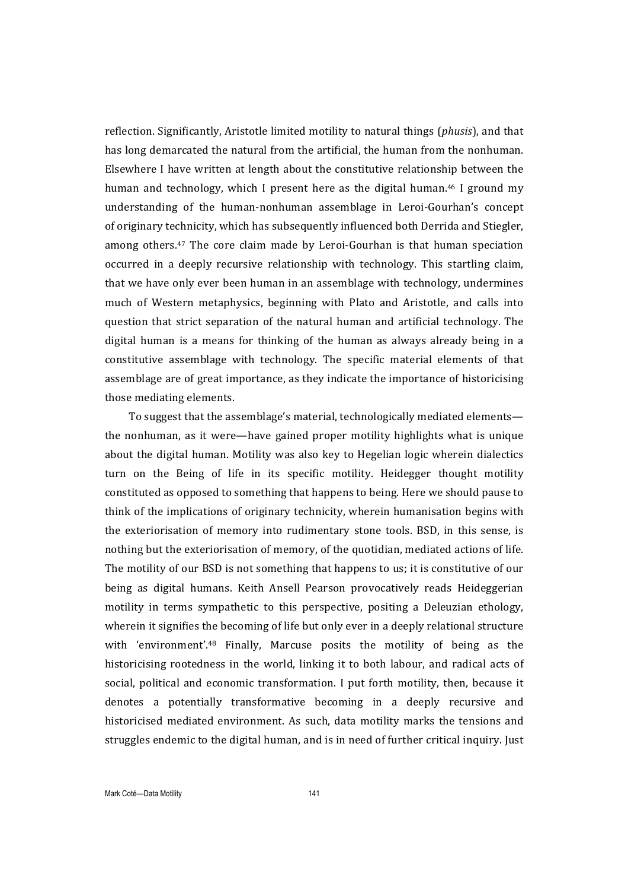reflection. Significantly, Aristotle limited motility to natural things (*phusis*), and that has long demarcated the natural from the artificial, the human from the nonhuman. Elsewhere I have written at length about the constitutive relationship between the human and technology, which I present here as the digital human.[46] I ground my understanding of the human-nonhuman assemblage in Leroi-Gourhan's concept of originary technicity, which has subsequently influenced both Derrida and Stiegler, among others.[47] The core claim made by Leroi-Gourhan is that human speciation occurred in a deeply recursive relationship with technology. This startling claim, that we have only ever been human in an assemblage with technology, undermines much of Western metaphysics, beginning with Plato and Aristotle, and calls into question that strict separation of the natural human and artificial technology. The digital human is a means for thinking of the human as always already being in a constitutive assemblage with technology. The specific material elements of that assemblage are of great importance, as they indicate the importance of historicising those mediating elements.

To suggest that the assemblage's material, technologically mediated elements—the nonhuman, as it were—have gained proper motility highlights what is unique about the digital human. Motility was also key to Hegelian logic wherein dialectics turn on the Being of life in its specific motility. Heidegger thought motility constituted as opposed to something that happens to being. Here we should pause to think of the implications of originary technicity, wherein humanisation begins with the exteriorisation of memory into rudimentary stone tools. BSD, in this sense, is nothing but the exteriorisation of memory, of the quotidian, mediated actions of life. The motility of our BSD is not something that happens to us; it is constitutive of our being as digital humans. Keith Ansell Pearson provocatively reads Heideggerian motility in terms sympathetic to this perspective, positing a Deleuzian ethology, wherein it signifies the becoming of life but only ever in a deeply relational structure with 'environment'.[48] Finally, Marcuse posits the motility of being as the historicising rootedness in the world, linking it to both labour, and radical acts of social, political and economic transformation. I put forth motility, then, because it denotes a potentially transformative becoming in a deeply recursive and historicised mediated environment. As such, data motility marks the tensions and struggles endemic to the digital human, and is in need of further critical inquiry. Just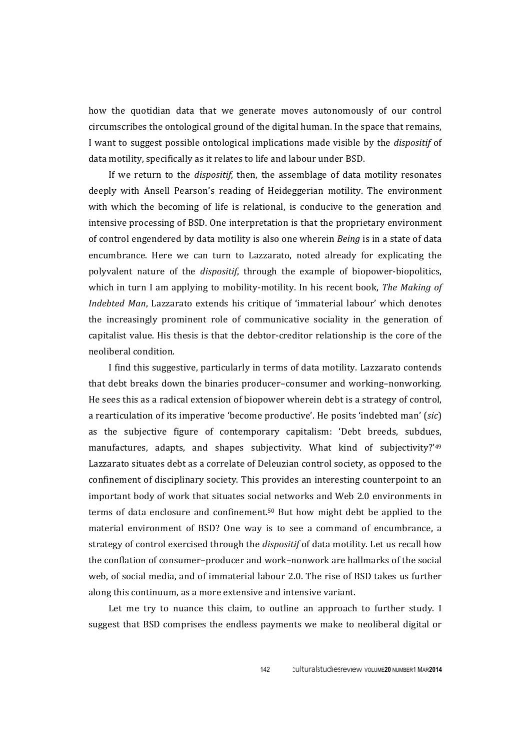how the quotidian data that we generate moves autonomously of our control circumscribes the ontological ground of the digital human. In the space that remains, I want to suggest possible ontological implications made visible by the *dispositif* of data motility, specifically as it relates to life and labour under BSD.

If we return to the *dispositif*, then, the assemblage of data motility resonates deeply with Ansell Pearson's reading of Heideggerian motility. The environment with which the becoming of life is relational, is conducive to the generation and intensive processing of BSD. One interpretation is that the proprietary environment of control engendered by data motility is also one wherein *Being* is in a state of data encumbrance. Here we can turn to Lazzarato, noted already for explicating the polyvalent nature of the *dispositif*, through the example of biopower-biopolitics, which in turn I am applying to mobility-motility. In his recent book, *The Making of Indebted Man*, Lazzarato extends his critique of 'immaterial labour' which denotes the increasingly prominent role of communicative sociality in the generation of capitalist value. His thesis is that the debtor-creditor relationship is the core of the neoliberal condition.

I find this suggestive, particularly in terms of data motility. Lazzarato contends that debt breaks down the binaries producer–consumer and working–nonworking. He sees this as a radical extension of biopower wherein debt is a strategy of control, a rearticulation of its imperative 'become productive'. He posits 'indebted man' (*sic*) as the subjective figure of contemporary capitalism: 'Debt breeds, subdues, manufactures, adapts, and shapes subjectivity. What kind of subjectivity?'[49] Lazzarato situates debt as a correlate of Deleuzian control society, as opposed to the confinement of disciplinary society. This provides an interesting counterpoint to an important body of work that situates social networks and Web 2.0 environments in terms of data enclosure and confinement.[50] But how might debt be applied to the material environment of BSD? One way is to see a command of encumbrance, a strategy of control exercised through the *dispositif* of data motility. Let us recall how the conflation of consumer–producer and work–nonwork are hallmarks of the social web, of social media, and of immaterial labour 2.0. The rise of BSD takes us further along this continuum, as a more extensive and intensive variant.

Let me try to nuance this claim, to outline an approach to further study. I suggest that BSD comprises the endless payments we make to neoliberal digital or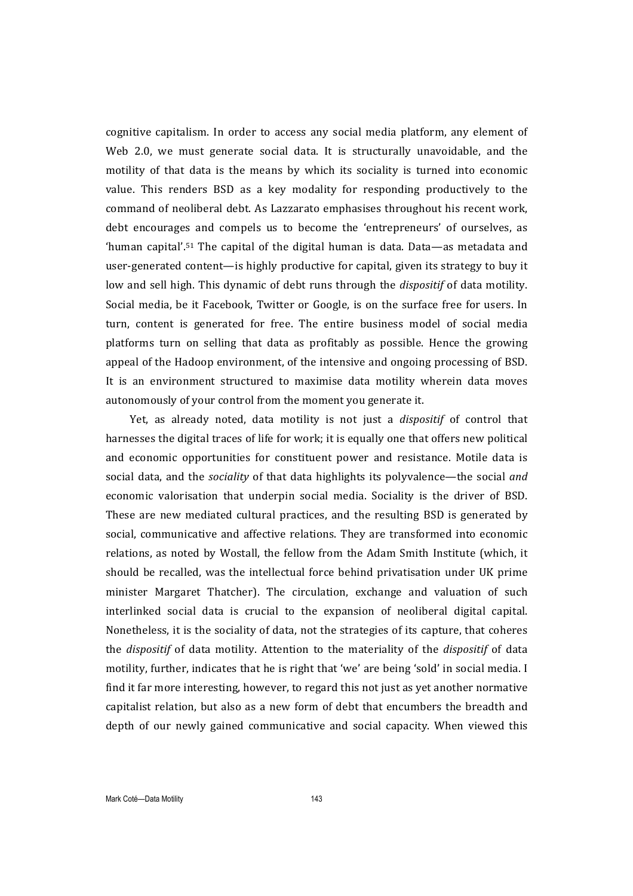cognitive capitalism. In order to access any social media platform, any element of Web 2.0, we must generate social data. It is structurally unavoidable, and the motility of that data is the means by which its sociality is turned into economic value. This renders BSD as a key modality for responding productively to the command of neoliberal debt. As Lazzarato emphasises throughout his recent work, debt encourages and compels us to become the 'entrepreneurs' of ourselves, as 'human capital'.[51] The capital of the digital human is data. Data—as metadata and user-generated content—is highly productive for capital, given its strategy to buy it low and sell high. This dynamic of debt runs through the *dispositif* of data motility. Social media, be it Facebook, Twitter or Google, is on the surface free for users. In turn, content is generated for free. The entire business model of social media platforms turn on selling that data as profitably as possible. Hence the growing appeal of the Hadoop environment, of the intensive and ongoing processing of BSD. It is an environment structured to maximise data motility wherein data moves autonomously of your control from the moment you generate it.

Yet, as already noted, data motility is not just a *dispositif* of control that harnesses the digital traces of life for work; it is equally one that offers new political and economic opportunities for constituent power and resistance. Motile data is social data, and the *sociality* of that data highlights its polyvalence—the social *and* economic valorisation that underpin social media. Sociality is the driver of BSD. These are new mediated cultural practices, and the resulting BSD is generated by social, communicative and affective relations. They are transformed into economic relations, as noted by Wostall, the fellow from the Adam Smith Institute (which, it should be recalled, was the intellectual force behind privatisation under UK prime minister Margaret Thatcher). The circulation, exchange and valuation of such interlinked social data is crucial to the expansion of neoliberal digital capital. Nonetheless, it is the sociality of data, not the strategies of its capture, that coheres the *dispositif* of data motility. Attention to the materiality of the *dispositif* of data motility, further, indicates that he is right that 'we' are being 'sold' in social media. I find it far more interesting, however, to regard this not just as yet another normative capitalist relation, but also as a new form of debt that encumbers the breadth and depth of our newly gained communicative and social capacity. When viewed this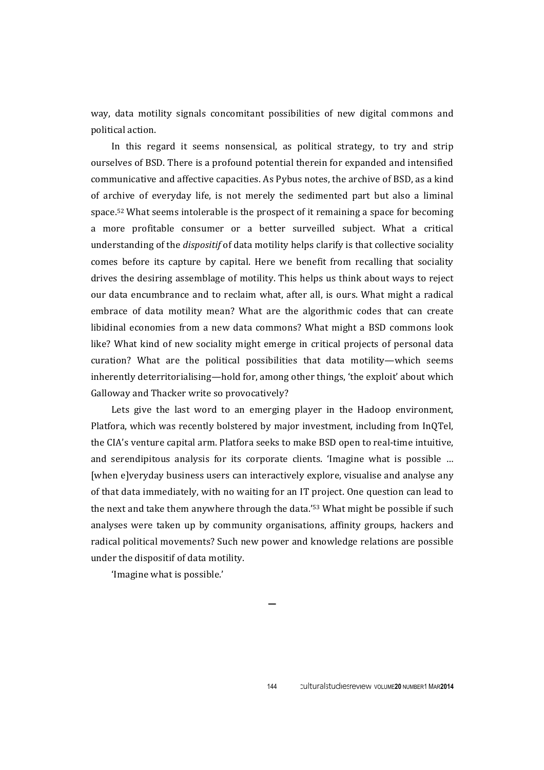way, data motility signals concomitant possibilities of new digital commons and political action.

In this regard it seems nonsensical, as political strategy, to try and strip ourselves of BSD. There is a profound potential therein for expanded and intensified communicative and affective capacities. As Pybus notes, the archive of BSD, as a kind of archive of everyday life, is not merely the sedimented part but also a liminal space.[52] What seems intolerable is the prospect of it remaining a space for becoming a more profitable consumer or a better surveilled subject. What a critical understanding of the *dispositif* of data motility helps clarify is that collective sociality comes before its capture by capital. Here we benefit from recalling that sociality drives the desiring assemblage of motility. This helps us think about ways to reject our data encumbrance and to reclaim what, after all, is ours. What might a radical embrace of data motility mean? What are the algorithmic codes that can create libidinal economies from a new data commons? What might a BSD commons look like? What kind of new sociality might emerge in critical projects of personal data curation? What are the political possibilities that data motility—which seems inherently deterritorialising—hold for, among other things, 'the exploit' about which Galloway and Thacker write so provocatively?

Lets give the last word to an emerging player in the Hadoop environment, Platfora, which was recently bolstered by major investment, including from InQTel, the CIA's venture capital arm. Platfora seeks to make BSD open to real-time intuitive, and serendipitous analysis for its corporate clients. 'Imagine what is possible … [when e]veryday business users can interactively explore, visualise and analyse any of that data immediately, with no waiting for an IT project. One question can lead to the next and take them anywhere through the data.'[53] What might be possible if such analyses were taken up by community organisations, affinity groups, hackers and radical political movements? Such new power and knowledge relations are possible under the dispositif of data motility.

'Imagine what is possible.'

—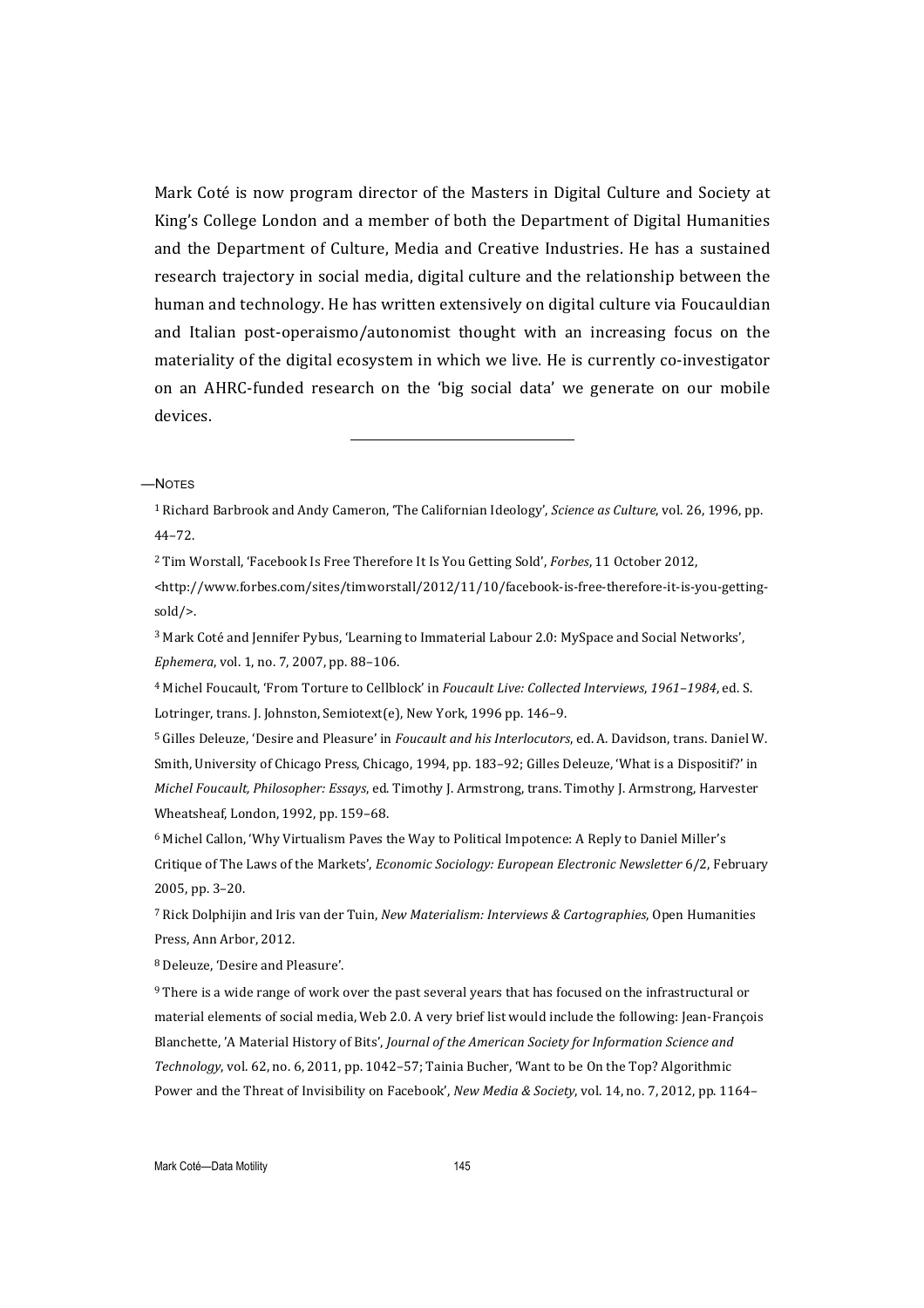Mark Coté is now program director of the Masters in Digital Culture and Society at King's College London and a member of both the Department of Digital Humanities and the Department of Culture, Media and Creative Industries. He has a sustained research trajectory in social media, digital culture and the relationship between the human and technology. He has written extensively on digital culture via Foucauldian and Italian post-operaismo/autonomist thought with an increasing focus on the materiality of the digital ecosystem in which we live. He is currently co-investigator on an AHRC-funded research on the 'big social data' we generate on our mobile devices.

---

—NOTES

[1] Richard Barbrook and Andy Cameron, 'The Californian Ideology', *Science as Culture*, vol. 26, 1996, pp. 44–72.

[2] Tim Worstall, 'Facebook Is Free Therefore It Is You Getting Sold', *Forbes*, 11 October 2012, <http://www.forbes.com/sites/timworstall/2012/11/10/facebook-is-free-therefore-it-is-you-getting-sold/>.

[3] Mark Coté and Jennifer Pybus, 'Learning to Immaterial Labour 2.0: MySpace and Social Networks', *Ephemera*, vol. 1, no. 7, 2007, pp. 88–106.

[4] Michel Foucault, 'From Torture to Cellblock' in *Foucault Live: Collected Interviews, 1961–1984*, ed. S. Lotringer, trans. J. Johnston, Semiotext(e), New York, 1996 pp. 146–9.

[5] Gilles Deleuze, 'Desire and Pleasure' in *Foucault and his Interlocutors*, ed. A. Davidson, trans. Daniel W. Smith, University of Chicago Press, Chicago, 1994, pp. 183–92; Gilles Deleuze, 'What is a Dispositif?' in *Michel Foucault, Philosopher: Essays*, ed. Timothy J. Armstrong, trans. Timothy J. Armstrong, Harvester Wheatsheaf, London, 1992, pp. 159–68.

[6] Michel Callon, 'Why Virtualism Paves the Way to Political Impotence: A Reply to Daniel Miller's Critique of The Laws of the Markets', *Economic Sociology: European Electronic Newsletter* 6/2, February 2005, pp. 3–20.

[7] Rick Dolphijin and Iris van der Tuin, *New Materialism: Interviews & Cartographies*, Open Humanities Press, Ann Arbor, 2012.

[8] Deleuze, 'Desire and Pleasure'.

[9] There is a wide range of work over the past several years that has focused on the infrastructural or material elements of social media, Web 2.0. A very brief list would include the following: Jean-François Blanchette, 'A Material History of Bits', *Journal of the American Society for Information Science and Technology*, vol. 62, no. 6, 2011, pp. 1042–57; Tainia Bucher, 'Want to be On the Top? Algorithmic Power and the Threat of Invisibility on Facebook', *New Media & Society*, vol. 14, no. 7, 2012, pp. 1164–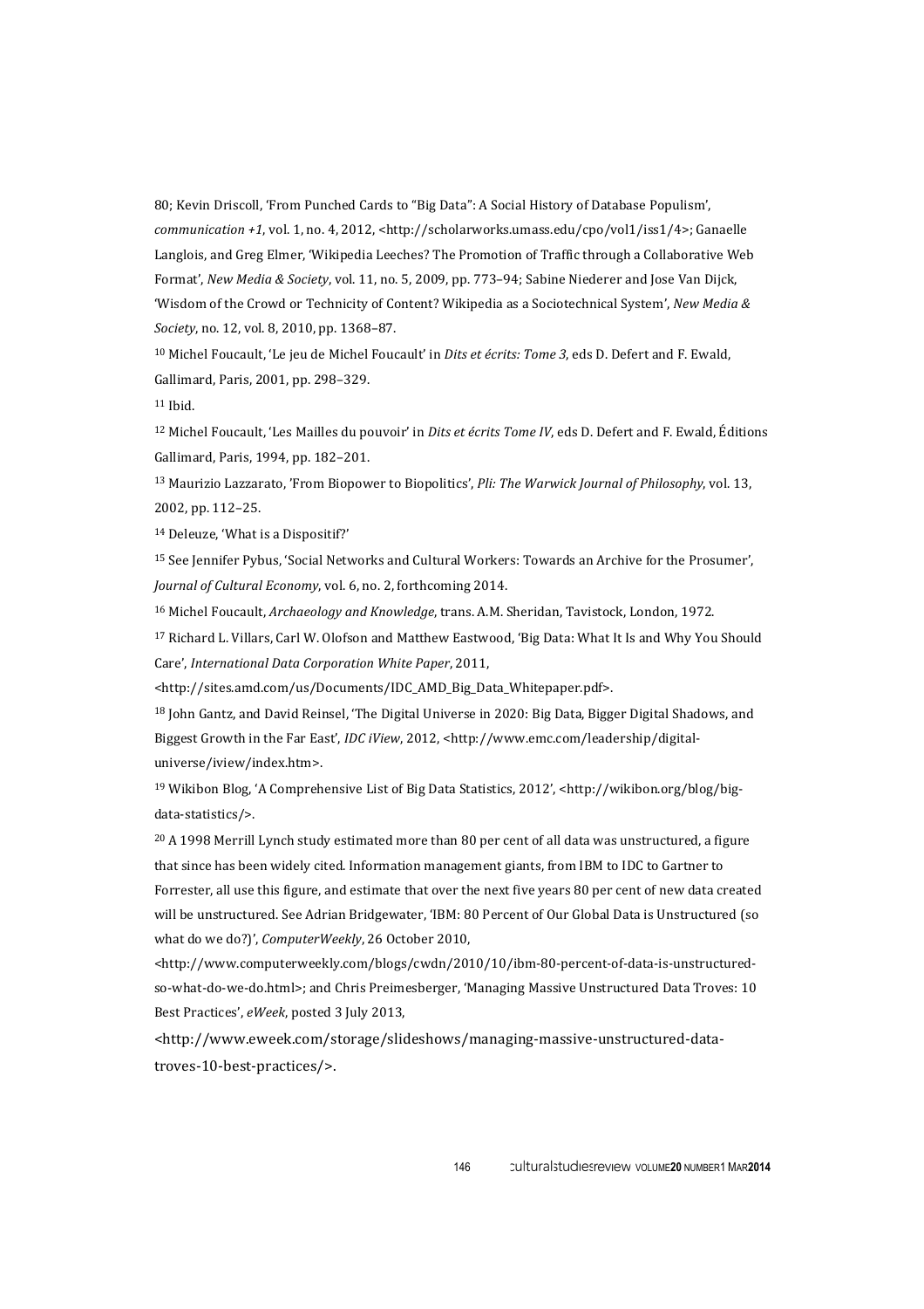80; Kevin Driscoll, 'From Punched Cards to "Big Data": A Social History of Database Populism', *communication +1*, vol. 1, no. 4, 2012, <http://scholarworks.umass.edu/cpo/vol1/iss1/4>; Ganaelle Langlois, and Greg Elmer, 'Wikipedia Leeches? The Promotion of Traffic through a Collaborative Web Format', *New Media & Society*, vol. 11, no. 5, 2009, pp. 773–94; Sabine Niederer and Jose Van Dijck, 'Wisdom of the Crowd or Technicity of Content? Wikipedia as a Sociotechnical System', *New Media & Society*, no. 12, vol. 8, 2010, pp. 1368–87.

[10] Michel Foucault, 'Le jeu de Michel Foucault' in *Dits et écrits: Tome 3*, eds D. Defert and F. Ewald, Gallimard, Paris, 2001, pp. 298–329.

[11] Ibid.

[12] Michel Foucault, 'Les Mailles du pouvoir' in *Dits et écrits Tome IV*, eds D. Defert and F. Ewald, Éditions Gallimard, Paris, 1994, pp. 182–201.

[13] Maurizio Lazzarato, 'From Biopower to Biopolitics', *Pli: The Warwick Journal of Philosophy*, vol. 13, 2002, pp. 112–25.

[14] Deleuze, 'What is a Dispositif?'

[15] See Jennifer Pybus, 'Social Networks and Cultural Workers: Towards an Archive for the Prosumer', *Journal of Cultural Economy*, vol. 6, no. 2, forthcoming 2014.

[16] Michel Foucault, *Archaeology and Knowledge*, trans. A.M. Sheridan, Tavistock, London, 1972.

[17] Richard L. Villars, Carl W. Olofson and Matthew Eastwood, 'Big Data: What It Is and Why You Should Care', *International Data Corporation White Paper*, 2011, <http://sites.amd.com/us/Documents/IDC_AMD_Big_Data_Whitepaper.pdf>.

[18] John Gantz, and David Reinsel, 'The Digital Universe in 2020: Big Data, Bigger Digital Shadows, and Biggest Growth in the Far East', *IDC iView*, 2012, <http://www.emc.com/leadership/digital-universe/iview/index.htm>.

[19] Wikibon Blog, 'A Comprehensive List of Big Data Statistics, 2012', <http://wikibon.org/blog/big-data-statistics/>.

[20] A 1998 Merrill Lynch study estimated more than 80 per cent of all data was unstructured, a figure that since has been widely cited. Information management giants, from IBM to IDC to Gartner to Forrester, all use this figure, and estimate that over the next five years 80 per cent of new data created will be unstructured. See Adrian Bridgewater, 'IBM: 80 Percent of Our Global Data is Unstructured (so what do we do?)', *ComputerWeekly*, 26 October 2010, <http://www.computerweekly.com/blogs/cwdn/2010/10/ibm-80-percent-of-data-is-unstructured-so-what-do-we-do.html>; and Chris Preimesberger, 'Managing Massive Unstructured Data Troves: 10 Best Practices', *eWeek*, posted 3 July 2013, <http://www.eweek.com/storage/slideshows/managing-massive-unstructured-data-troves-10-best-practices/>.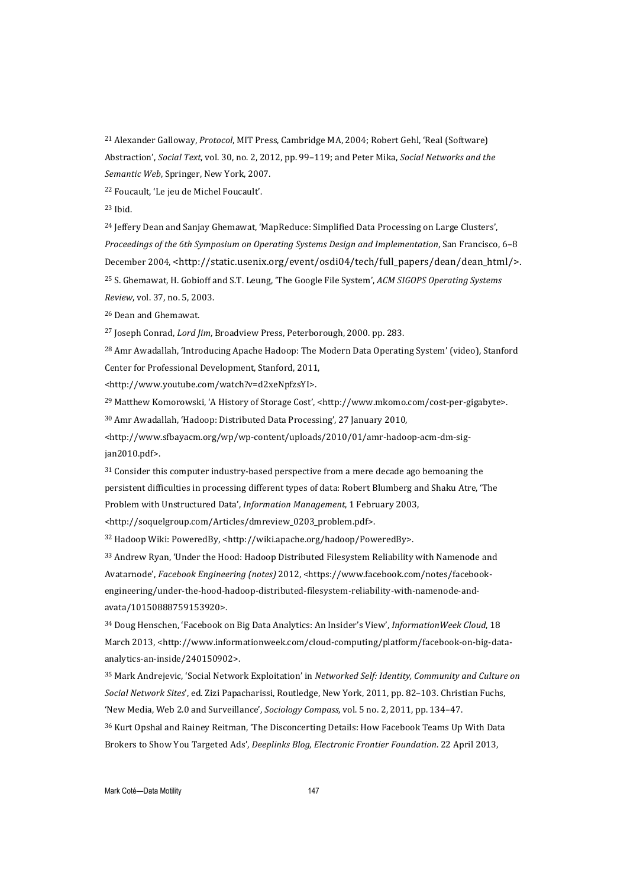[21] Alexander Galloway, *Protocol*, MIT Press, Cambridge MA, 2004; Robert Gehl, 'Real (Software) Abstraction', *Social Text*, vol. 30, no. 2, 2012, pp. 99–119; and Peter Mika, *Social Networks and the Semantic Web*, Springer, New York, 2007.

[22] Foucault, 'Le jeu de Michel Foucault'.

[23] Ibid.

[24] Jeffery Dean and Sanjay Ghemawat, 'MapReduce: Simplified Data Processing on Large Clusters', *Proceedings of the 6th Symposium on Operating Systems Design and Implementation*, San Francisco, 6–8 December 2004, <http://static.usenix.org/event/osdi04/tech/full_papers/dean/dean_html/>.

[25] S. Ghemawat, H. Gobioff and S.T. Leung, 'The Google File System', *ACM SIGOPS Operating Systems Review*, vol. 37, no. 5, 2003.

[26] Dean and Ghemawat.

[27] Joseph Conrad, *Lord Jim*, Broadview Press, Peterborough, 2000. pp. 283.

[28] Amr Awadallah, 'Introducing Apache Hadoop: The Modern Data Operating System' (video), Stanford Center for Professional Development, Stanford, 2011, <http://www.youtube.com/watch?v=d2xeNpfzsYI>.

[29] Matthew Komorowski, 'A History of Storage Cost', <http://www.mkomo.com/cost-per-gigabyte>.

[30] Amr Awadallah, 'Hadoop: Distributed Data Processing', 27 January 2010, <http://www.sfbayacm.org/wp/wp-content/uploads/2010/01/amr-hadoop-acm-dm-sig-jan2010.pdf>.

[31] Consider this computer industry-based perspective from a mere decade ago bemoaning the persistent difficulties in processing different types of data: Robert Blumberg and Shaku Atre, 'The Problem with Unstructured Data', *Information Management*, 1 February 2003, <http://soquelgroup.com/Articles/dmreview_0203_problem.pdf>.

[32] Hadoop Wiki: PoweredBy, <http://wiki.apache.org/hadoop/PoweredBy>.

[33] Andrew Ryan, 'Under the Hood: Hadoop Distributed Filesystem Reliability with Namenode and Avatarnode', *Facebook Engineering (notes)* 2012, <https://www.facebook.com/notes/facebook-engineering/under-the-hood-hadoop-distributed-filesystem-reliability-with-namenode-and-avata/10150888759153920>.

[34] Doug Henschen, 'Facebook on Big Data Analytics: An Insider's View', *InformationWeek Cloud*, 18 March 2013, <http://www.informationweek.com/cloud-computing/platform/facebook-on-big-data-analytics-an-inside/240150902>.

[35] Mark Andrejevic, 'Social Network Exploitation' in *Networked Self: Identity, Community and Culture on Social Network Sites*', ed. Zizi Papacharissi, Routledge, New York, 2011, pp. 82–103. Christian Fuchs, 'New Media, Web 2.0 and Surveillance', *Sociology Compass*, vol. 5 no. 2, 2011, pp. 134–47.

[36] Kurt Opshal and Rainey Reitman, 'The Disconcerting Details: How Facebook Teams Up With Data Brokers to Show You Targeted Ads', *Deeplinks Blog, Electronic Frontier Foundation*. 22 April 2013,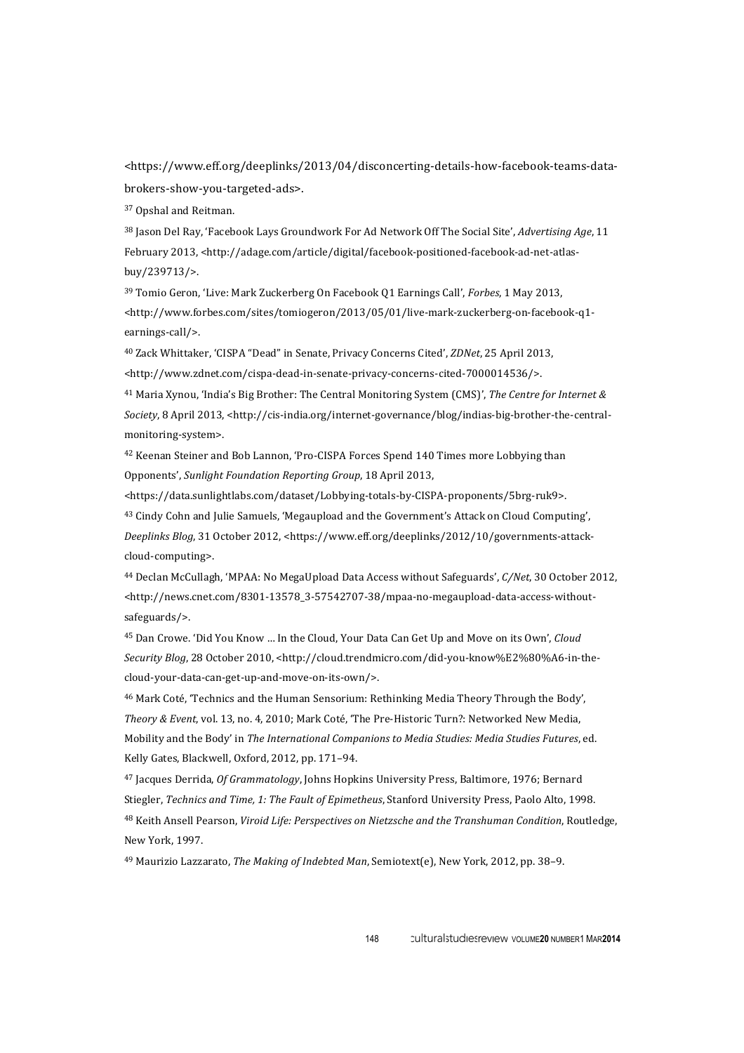<https://www.eff.org/deeplinks/2013/04/disconcerting-details-how-facebook-teams-data-brokers-show-you-targeted-ads>.

[37] Opshal and Reitman.

[38] Jason Del Ray, 'Facebook Lays Groundwork For Ad Network Off The Social Site', *Advertising Age*, 11 February 2013, <http://adage.com/article/digital/facebook-positioned-facebook-ad-net-atlas-buy/239713/>.

[39] Tomio Geron, 'Live: Mark Zuckerberg On Facebook Q1 Earnings Call', *Forbes*, 1 May 2013, <http://www.forbes.com/sites/tomiogeron/2013/05/01/live-mark-zuckerberg-on-facebook-q1-earnings-call/>.

[40] Zack Whittaker, 'CISPA "Dead" in Senate, Privacy Concerns Cited', *ZDNet*, 25 April 2013, <http://www.zdnet.com/cispa-dead-in-senate-privacy-concerns-cited-7000014536/>.

[41] Maria Xynou, 'India's Big Brother: The Central Monitoring System (CMS)', *The Centre for Internet & Society*, 8 April 2013, <http://cis-india.org/internet-governance/blog/indias-big-brother-the-central-monitoring-system>.

[42] Keenan Steiner and Bob Lannon, 'Pro-CISPA Forces Spend 140 Times more Lobbying than Opponents', *Sunlight Foundation Reporting Group*, 18 April 2013, <https://data.sunlightlabs.com/dataset/Lobbying-totals-by-CISPA-proponents/5brg-ruk9>.

[43] Cindy Cohn and Julie Samuels, 'Megaupload and the Government's Attack on Cloud Computing', *Deeplinks Blog*, 31 October 2012, <https://www.eff.org/deeplinks/2012/10/governments-attack-cloud-computing>.

[44] Declan McCullagh, 'MPAA: No MegaUpload Data Access without Safeguards', *C/Net*, 30 October 2012, <http://news.cnet.com/8301-13578_3-57542707-38/mpaa-no-megaupload-data-access-without-safeguards/>.

[45] Dan Crowe. 'Did You Know … In the Cloud, Your Data Can Get Up and Move on its Own', *Cloud Security Blog*, 28 October 2010, <http://cloud.trendmicro.com/did-you-know%E2%80%A6-in-the-cloud-your-data-can-get-up-and-move-on-its-own/>.

[46] Mark Coté, 'Technics and the Human Sensorium: Rethinking Media Theory Through the Body', *Theory & Event*, vol. 13, no. 4, 2010; Mark Coté, 'The Pre-Historic Turn?: Networked New Media, Mobility and the Body' in *The International Companions to Media Studies: Media Studies Futures*, ed. Kelly Gates, Blackwell, Oxford, 2012, pp. 171–94.

[47] Jacques Derrida, *Of Grammatology*, Johns Hopkins University Press, Baltimore, 1976; Bernard Stiegler, *Technics and Time, 1: The Fault of Epimetheus*, Stanford University Press, Paolo Alto, 1998.

[48] Keith Ansell Pearson, *Viroid Life: Perspectives on Nietzsche and the Transhuman Condition*, Routledge, New York, 1997.

[49] Maurizio Lazzarato, *The Making of Indebted Man*, Semiotext(e), New York, 2012, pp. 38–9.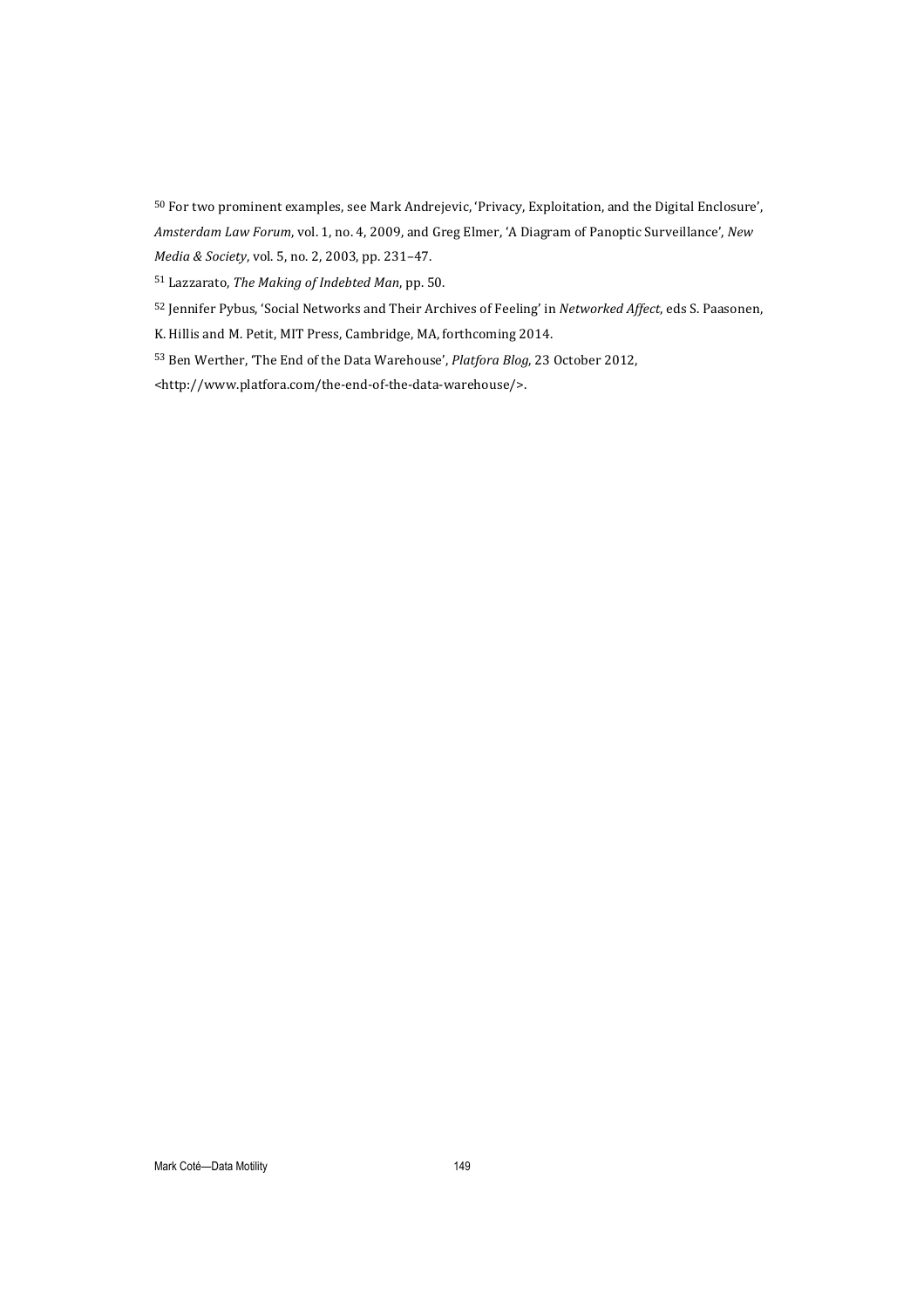[50] For two prominent examples, see Mark Andrejevic, 'Privacy, Exploitation, and the Digital Enclosure', *Amsterdam Law Forum*, vol. 1, no. 4, 2009, and Greg Elmer, 'A Diagram of Panoptic Surveillance', *New Media & Society*, vol. 5, no. 2, 2003, pp. 231–47.

[51] Lazzarato, *The Making of Indebted Man*, pp. 50.

[52] Jennifer Pybus, 'Social Networks and Their Archives of Feeling' in *Networked Affect*, eds S. Paasonen, K. Hillis and M. Petit, MIT Press, Cambridge, MA, forthcoming 2014.

[53] Ben Werther, 'The End of the Data Warehouse', *Platfora Blog*, 23 October 2012, <http://www.platfora.com/the-end-of-the-data-warehouse/>.